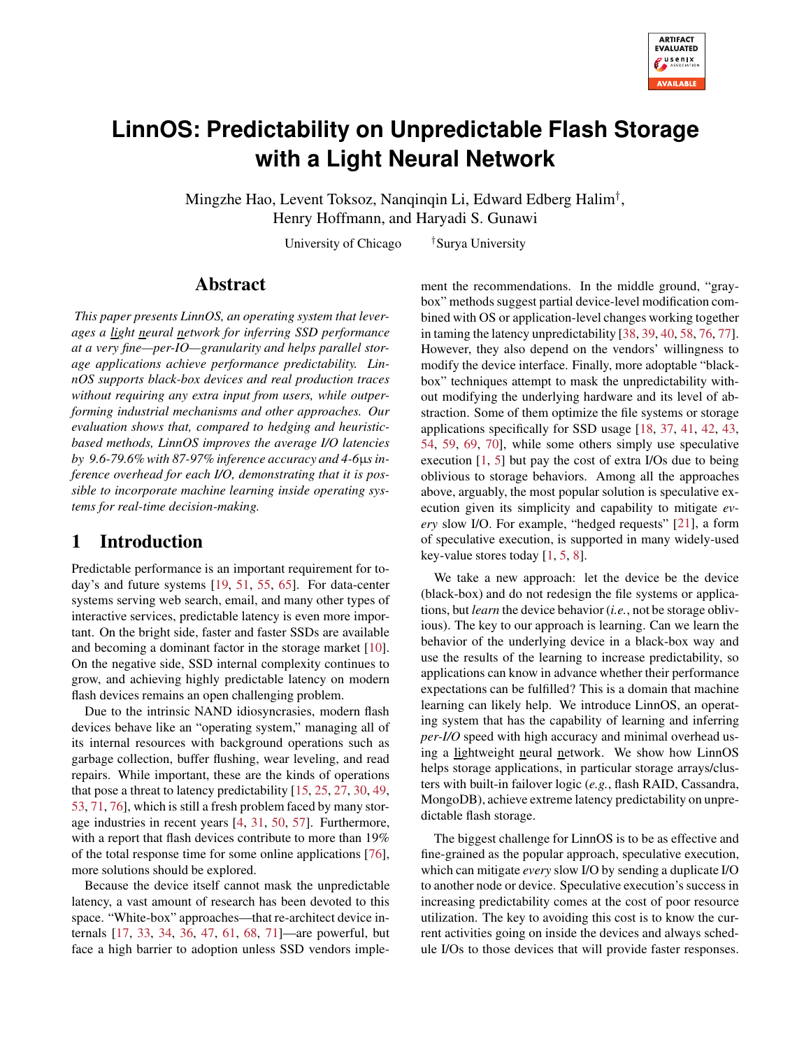# LinnOS: Predictability on Unpredictable Flash Storage with a Light Neural Network

Mingzhe Hao, Levent Toksoz, Nanqinqin Li, Edward Edberg Halim[†], Henry Hoffmann, and Haryadi S. Gunawi

University of Chicago [†]Surya University

## Abstract

*This paper presents LinnOS, an operating system that leverages a light neural network for inferring SSD performance at a very fine—per-IO—granularity and helps parallel storage applications achieve performance predictability. LinnOS supports black-box devices and real production traces without requiring any extra input from users, while outperforming industrial mechanisms and other approaches. Our evaluation shows that, compared to hedging and heuristic-based methods, LinnOS improves the average I/O latencies by 9.6-79.6% with 87-97% inference accuracy and 4-6µs inference overhead for each I/O, demonstrating that it is possible to incorporate machine learning inside operating systems for real-time decision-making.*

## 1 Introduction

Predictable performance is an important requirement for today's and future systems [19, 51, 55, 65]. For data-center systems serving web search, email, and many other types of interactive services, predictable latency is even more important. On the bright side, faster and faster SSDs are available and becoming a dominant factor in the storage market [10]. On the negative side, SSD internal complexity continues to grow, and achieving highly predictable latency on modern flash devices remains an open challenging problem.

Due to the intrinsic NAND idiosyncrasies, modern flash devices behave like an "operating system," managing all of its internal resources with background operations such as garbage collection, buffer flushing, wear leveling, and read repairs. While important, these are the kinds of operations that pose a threat to latency predictability [15, 25, 27, 30, 49, 53, 71, 76], which is still a fresh problem faced by many storage industries in recent years [4, 31, 50, 57]. Furthermore, with a report that flash devices contribute to more than 19% of the total response time for some online applications [76], more solutions should be explored.

Because the device itself cannot mask the unpredictable latency, a vast amount of research has been devoted to this space. "White-box" approaches—that re-architect device internals [17, 33, 34, 36, 47, 61, 68, 71]—are powerful, but face a high barrier to adoption unless SSD vendors implement the recommendations. In the middle ground, "gray-box" methods suggest partial device-level modification combined with OS or application-level changes working together in taming the latency unpredictability [38, 39, 40, 58, 76, 77]. However, they also depend on the vendors' willingness to modify the device interface. Finally, more adoptable "black-box" techniques attempt to mask the unpredictability without modifying the underlying hardware and its level of abstraction. Some of them optimize the file systems or storage applications specifically for SSD usage [18, 37, 41, 42, 43, 54, 59, 69, 70], while some others simply use speculative execution [1, 5] but pay the cost of extra I/Os due to being oblivious to storage behaviors. Among all the approaches above, arguably, the most popular solution is speculative execution given its simplicity and capability to mitigate *every* slow I/O. For example, "hedged requests" [21], a form of speculative execution, is supported in many widely-used key-value stores today [1, 5, 8].

We take a new approach: let the device be the device (black-box) and do not redesign the file systems or applications, but *learn* the device behavior (*i.e.*, not be storage oblivious). The key to our approach is learning. Can we learn the behavior of the underlying device in a black-box way and use the results of the learning to increase predictability, so applications can know in advance whether their performance expectations can be fulfilled? This is a domain that machine learning can likely help. We introduce LinnOS, an operating system that has the capability of learning and inferring *per-I/O* speed with high accuracy and minimal overhead using a lightweight neural network. We show how LinnOS helps storage applications, in particular storage arrays/clusters with built-in failover logic (*e.g.*, flash RAID, Cassandra, MongoDB), achieve extreme latency predictability on unpredictable flash storage.

The biggest challenge for LinnOS is to be as effective and fine-grained as the popular approach, speculative execution, which can mitigate *every* slow I/O by sending a duplicate I/O to another node or device. Speculative execution's success in increasing predictability comes at the cost of poor resource utilization. The key to avoiding this cost is to know the current activities going on inside the devices and always schedule I/Os to those devices that will provide faster responses.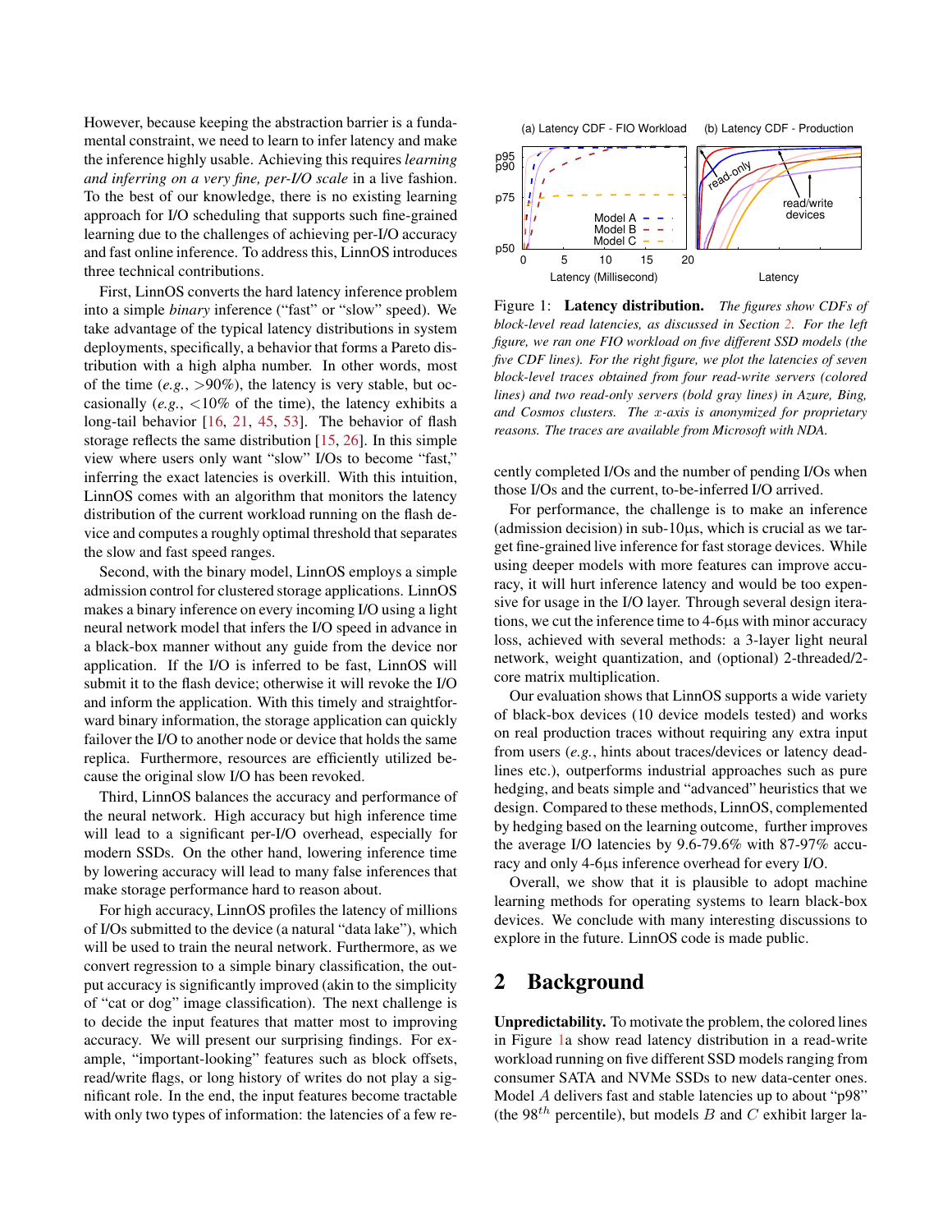However, because keeping the abstraction barrier is a fundamental constraint, we need to learn to infer latency and make the inference highly usable. Achieving this requires *learning and inferring on a very fine, per-I/O scale* in a live fashion. To the best of our knowledge, there is no existing learning approach for I/O scheduling that supports such fine-grained learning due to the challenges of achieving per-I/O accuracy and fast online inference. To address this, LinnOS introduces three technical contributions.

First, LinnOS converts the hard latency inference problem into a simple *binary* inference ("fast" or "slow" speed). We take advantage of the typical latency distributions in system deployments, specifically, a behavior that forms a Pareto distribution with a high alpha number. In other words, most of the time (*e.g.*, >90%), the latency is very stable, but occasionally (*e.g.*, <10% of the time), the latency exhibits a long-tail behavior [16, 21, 45, 53]. The behavior of flash storage reflects the same distribution [15, 26]. In this simple view where users only want "slow" I/Os to become "fast," inferring the exact latencies is overkill. With this intuition, LinnOS comes with an algorithm that monitors the latency distribution of the current workload running on the flash device and computes a roughly optimal threshold that separates the slow and fast speed ranges.

Second, with the binary model, LinnOS employs a simple admission control for clustered storage applications. LinnOS makes a binary inference on every incoming I/O using a light neural network model that infers the I/O speed in advance in a black-box manner without any guide from the device nor application. If the I/O is inferred to be fast, LinnOS will submit it to the flash device; otherwise it will revoke the I/O and inform the application. With this timely and straightforward binary information, the storage application can quickly failover the I/O to another node or device that holds the same replica. Furthermore, resources are efficiently utilized because the original slow I/O has been revoked.

Third, LinnOS balances the accuracy and performance of the neural network. High accuracy but high inference time will lead to a significant per-I/O overhead, especially for modern SSDs. On the other hand, lowering inference time by lowering accuracy will lead to many false inferences that make storage performance hard to reason about.

For high accuracy, LinnOS profiles the latency of millions of I/Os submitted to the device (a natural "data lake"), which will be used to train the neural network. Furthermore, as we convert regression to a simple binary classification, the output accuracy is significantly improved (akin to the simplicity of "cat or dog" image classification). The next challenge is to decide the input features that matter most to improving accuracy. We will present our surprising findings. For example, "important-looking" features such as block offsets, read/write flags, or long history of writes do not play a significant role. In the end, the input features become tractable with only two types of information: the latencies of a few recently completed I/Os and the number of pending I/Os when those I/Os and the current, to-be-inferred I/O arrived.

Figure 1: **Latency distribution.** *The figures show CDFs of block-level read latencies, as discussed in Section 2. For the left figure, we ran one FIO workload on five different SSD models (the five CDF lines). For the right figure, we plot the latencies of seven block-level traces obtained from four read-write servers (colored lines) and two read-only servers (bold gray lines) in Azure, Bing, and Cosmos clusters. The x-axis is anonymized for proprietary reasons. The traces are available from Microsoft with NDA.*

For performance, the challenge is to make an inference (admission decision) in sub-10µs, which is crucial as we target fine-grained live inference for fast storage devices. While using deeper models with more features can improve accuracy, it will hurt inference latency and would be too expensive for usage in the I/O layer. Through several design iterations, we cut the inference time to 4-6µs with minor accuracy loss, achieved with several methods: a 3-layer light neural network, weight quantization, and (optional) 2-threaded/2-core matrix multiplication.

Our evaluation shows that LinnOS supports a wide variety of black-box devices (10 device models tested) and works on real production traces without requiring any extra input from users (*e.g.*, hints about traces/devices or latency deadlines etc.), outperforms industrial approaches such as pure hedging, and beats simple and "advanced" heuristics that we design. Compared to these methods, LinnOS, complemented by hedging based on the learning outcome, further improves the average I/O latencies by 9.6-79.6% with 87-97% accuracy and only 4-6µs inference overhead for every I/O.

Overall, we show that it is plausible to adopt machine learning methods for operating systems to learn black-box devices. We conclude with many interesting discussions to explore in the future. LinnOS code is made public.

## 2 Background

**Unpredictability.** To motivate the problem, the colored lines in Figure 1a show read latency distribution in a read-write workload running on five different SSD models ranging from consumer SATA and NVMe SSDs to new data-center ones. Model $A$ delivers fast and stable latencies up to about "p98" (the $98^{th}$ percentile), but models $B$ and $C$ exhibit larger la-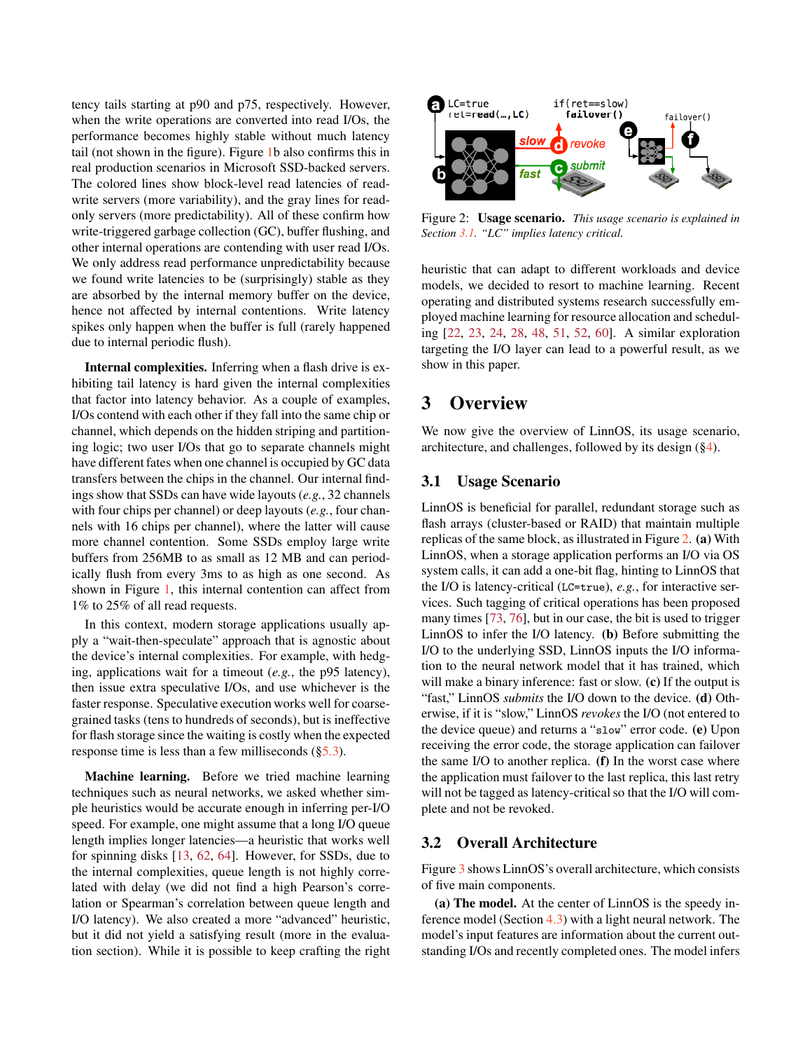tency tails starting at p90 and p75, respectively. However, when the write operations are converted into read I/Os, the performance becomes highly stable without much latency tail (not shown in the figure). Figure 1b also confirms this in real production scenarios in Microsoft SSD-backed servers. The colored lines show block-level read latencies of read-write servers (more variability), and the gray lines for read-only servers (more predictability). All of these confirm how write-triggered garbage collection (GC), buffer flushing, and other internal operations are contending with user read I/Os. We only address read performance unpredictability because we found write latencies to be (surprisingly) stable as they are absorbed by the internal memory buffer on the device, hence not affected by internal contentions. Write latency spikes only happen when the buffer is full (rarely happened due to internal periodic flush).

**Internal complexities.** Inferring when a flash drive is exhibiting tail latency is hard given the internal complexities that factor into latency behavior. As a couple of examples, I/Os contend with each other if they fall into the same chip or channel, which depends on the hidden striping and partitioning logic; two user I/Os that go to separate channels might have different fates when one channel is occupied by GC data transfers between the chips in the channel. Our internal findings show that SSDs can have wide layouts (*e.g.*, 32 channels with four chips per channel) or deep layouts (*e.g.*, four channels with 16 chips per channel), where the latter will cause more channel contention. Some SSDs employ large write buffers from 256MB to as small as 12 MB and can periodically flush from every 3ms to as high as one second. As shown in Figure 1, this internal contention can affect from 1% to 25% of all read requests.

In this context, modern storage applications usually apply a "wait-then-speculate" approach that is agnostic about the device's internal complexities. For example, with hedging, applications wait for a timeout (*e.g.*, the p95 latency), then issue extra speculative I/Os, and use whichever is the faster response. Speculative execution works well for coarse-grained tasks (tens to hundreds of seconds), but is ineffective for flash storage since the waiting is costly when the expected response time is less than a few milliseconds (§5.3).

**Machine learning.** Before we tried machine learning techniques such as neural networks, we asked whether simple heuristics would be accurate enough in inferring per-I/O speed. For example, one might assume that a long I/O queue length implies longer latencies—a heuristic that works well for spinning disks [13, 62, 64]. However, for SSDs, due to the internal complexities, queue length is not highly correlated with delay (we did not find a high Pearson's correlation or Spearman's correlation between queue length and I/O latency). We also created a more "advanced" heuristic, but it did not yield a satisfying result (more in the evaluation section). While it is possible to keep crafting the right heuristic that can adapt to different workloads and device models, we decided to resort to machine learning. Recent operating and distributed systems research successfully employed machine learning for resource allocation and scheduling [22, 23, 24, 28, 48, 51, 52, 60]. A similar exploration targeting the I/O layer can lead to a powerful result, as we show in this paper.

Figure 2: **Usage scenario.** *This usage scenario is explained in Section 3.1. "LC" implies latency critical.*

# 3 Overview

We now give the overview of LinnOS, its usage scenario, architecture, and challenges, followed by its design (§4).

## 3.1 Usage Scenario

LinnOS is beneficial for parallel, redundant storage such as flash arrays (cluster-based or RAID) that maintain multiple replicas of the same block, as illustrated in Figure 2. **(a)** With LinnOS, when a storage application performs an I/O via OS system calls, it can add a one-bit flag, hinting to LinnOS that the I/O is latency-critical (`LC=true`), *e.g.*, for interactive services. Such tagging of critical operations has been proposed many times [73, 76], but in our case, the bit is used to trigger LinnOS to infer the I/O latency. **(b)** Before submitting the I/O to the underlying SSD, LinnOS inputs the I/O information to the neural network model that it has trained, which will make a binary inference: fast or slow. **(c)** If the output is "fast," LinnOS *submits* the I/O down to the device. **(d)** Otherwise, if it is "slow," LinnOS *revokes* the I/O (not entered to the device queue) and returns a "`slow`" error code. **(e)** Upon receiving the error code, the storage application can failover the same I/O to another replica. **(f)** In the worst case where the application must failover to the last replica, this last retry will not be tagged as latency-critical so that the I/O will complete and not be revoked.

## 3.2 Overall Architecture

Figure 3 shows LinnOS's overall architecture, which consists of five main components.

**(a) The model.** At the center of LinnOS is the speedy inference model (Section 4.3) with a light neural network. The model's input features are information about the current outstanding I/Os and recently completed ones. The model infers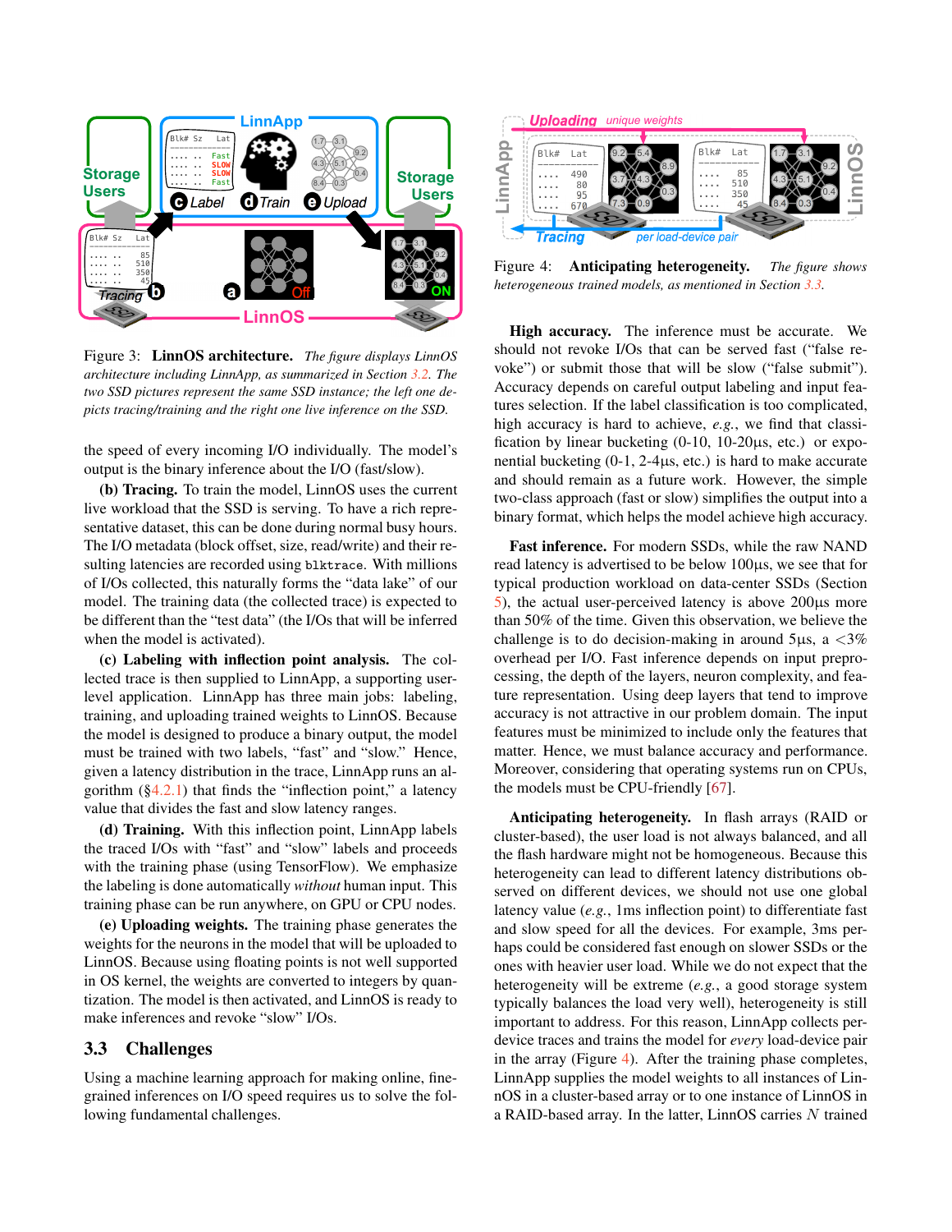Figure 3: **LinnOS architecture.** *The figure displays LinnOS architecture including LinnApp, as summarized in Section 3.2. The two SSD pictures represent the same SSD instance; the left one depicts tracing/training and the right one live inference on the SSD.*

the speed of every incoming I/O individually. The model's output is the binary inference about the I/O (fast/slow).

**(b) Tracing.** To train the model, LinnOS uses the current live workload that the SSD is serving. To have a rich representative dataset, this can be done during normal busy hours. The I/O metadata (block offset, size, read/write) and their resulting latencies are recorded using `blktrace`. With millions of I/Os collected, this naturally forms the "data lake" of our model. The training data (the collected trace) is expected to be different than the "test data" (the I/Os that will be inferred when the model is activated).

**(c) Labeling with inflection point analysis.** The collected trace is then supplied to LinnApp, a supporting user-level application. LinnApp has three main jobs: labeling, training, and uploading trained weights to LinnOS. Because the model is designed to produce a binary output, the model must be trained with two labels, "fast" and "slow." Hence, given a latency distribution in the trace, LinnApp runs an algorithm (§4.2.1) that finds the "inflection point," a latency value that divides the fast and slow latency ranges.

**(d) Training.** With this inflection point, LinnApp labels the traced I/Os with "fast" and "slow" labels and proceeds with the training phase (using TensorFlow). We emphasize the labeling is done automatically *without* human input. This training phase can be run anywhere, on GPU or CPU nodes.

**(e) Uploading weights.** The training phase generates the weights for the neurons in the model that will be uploaded to LinnOS. Because using floating points is not well supported in OS kernel, the weights are converted to integers by quantization. The model is then activated, and LinnOS is ready to make inferences and revoke "slow" I/Os.

## 3.3 Challenges

Using a machine learning approach for making online, fine-grained inferences on I/O speed requires us to solve the following fundamental challenges.

Figure 4: **Anticipating heterogeneity.** *The figure shows heterogeneous trained models, as mentioned in Section 3.3.*

**High accuracy.** The inference must be accurate. We should not revoke I/Os that can be served fast ("false revoke") or submit those that will be slow ("false submit"). Accuracy depends on careful output labeling and input features selection. If the label classification is too complicated, high accuracy is hard to achieve, *e.g.*, we find that classification by linear bucketing (0-10, 10-20µs, etc.) or exponential bucketing (0-1, 2-4µs, etc.) is hard to make accurate and should remain as a future work. However, the simple two-class approach (fast or slow) simplifies the output into a binary format, which helps the model achieve high accuracy.

**Fast inference.** For modern SSDs, while the raw NAND read latency is advertised to be below 100µs, we see that for typical production workload on data-center SSDs (Section 5), the actual user-perceived latency is above 200µs more than 50% of the time. Given this observation, we believe the challenge is to do decision-making in around 5µs, a $<3\%$ overhead per I/O. Fast inference depends on input preprocessing, the depth of the layers, neuron complexity, and feature representation. Using deep layers that tend to improve accuracy is not attractive in our problem domain. The input features must be minimized to include only the features that matter. Hence, we must balance accuracy and performance. Moreover, considering that operating systems run on CPUs, the models must be CPU-friendly [67].

**Anticipating heterogeneity.** In flash arrays (RAID or cluster-based), the user load is not always balanced, and all the flash hardware might not be homogeneous. Because this heterogeneity can lead to different latency distributions observed on different devices, we should not use one global latency value (*e.g.*, 1ms inflection point) to differentiate fast and slow speed for all the devices. For example, 3ms perhaps could be considered fast enough on slower SSDs or the ones with heavier user load. While we do not expect that the heterogeneity will be extreme (*e.g.*, a good storage system typically balances the load very well), heterogeneity is still important to address. For this reason, LinnApp collects per-device traces and trains the model for *every* load-device pair in the array (Figure 4). After the training phase completes, LinnApp supplies the model weights to all instances of LinnOS in a cluster-based array or to one instance of LinnOS in a RAID-based array. In the latter, LinnOS carries $N$ trained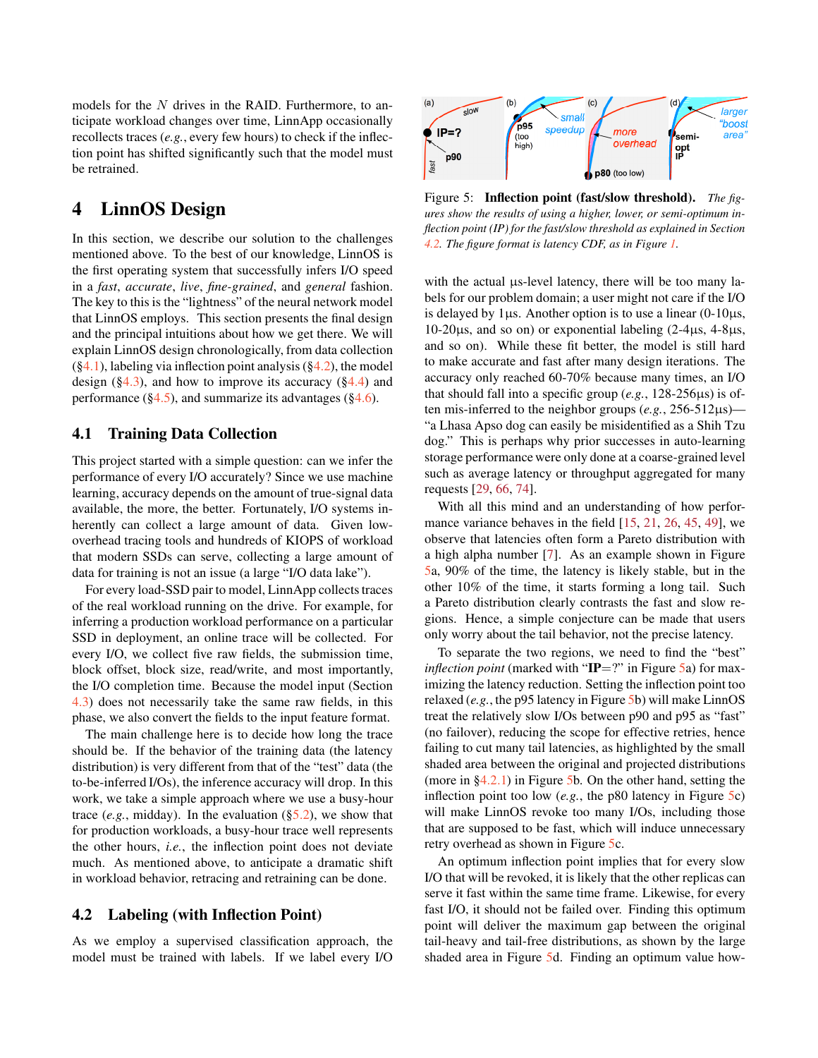models for the $N$ drives in the RAID. Furthermore, to anticipate workload changes over time, LinnApp occasionally recollects traces (*e.g.*, every few hours) to check if the inflection point has shifted significantly such that the model must be retrained.

# 4 LinnOS Design

In this section, we describe our solution to the challenges mentioned above. To the best of our knowledge, LinnOS is the first operating system that successfully infers I/O speed in a *fast*, *accurate*, *live*, *fine-grained*, and *general* fashion. The key to this is the "lightness" of the neural network model that LinnOS employs. This section presents the final design and the principal intuitions about how we get there. We will explain LinnOS design chronologically, from data collection (§4.1), labeling via inflection point analysis (§4.2), the model design (§4.3), and how to improve its accuracy (§4.4) and performance (§4.5), and summarize its advantages (§4.6).

## 4.1 Training Data Collection

This project started with a simple question: can we infer the performance of every I/O accurately? Since we use machine learning, accuracy depends on the amount of true-signal data available, the more, the better. Fortunately, I/O systems inherently can collect a large amount of data. Given low-overhead tracing tools and hundreds of KIOPS of workload that modern SSDs can serve, collecting a large amount of data for training is not an issue (a large "I/O data lake").

For every load-SSD pair to model, LinnApp collects traces of the real workload running on the drive. For example, for inferring a production workload performance on a particular SSD in deployment, an online trace will be collected. For every I/O, we collect five raw fields, the submission time, block offset, block size, read/write, and most importantly, the I/O completion time. Because the model input (Section 4.3) does not necessarily take the same raw fields, in this phase, we also convert the fields to the input feature format.

The main challenge here is to decide how long the trace should be. If the behavior of the training data (the latency distribution) is very different from that of the "test" data (the to-be-inferred I/Os), the inference accuracy will drop. In this work, we take a simple approach where we use a busy-hour trace (*e.g.*, midday). In the evaluation (§5.2), we show that for production workloads, a busy-hour trace well represents the other hours, *i.e.*, the inflection point does not deviate much. As mentioned above, to anticipate a dramatic shift in workload behavior, retracing and retraining can be done.

## 4.2 Labeling (with Inflection Point)

As we employ a supervised classification approach, the model must be trained with labels. If we label every I/O with the actual µs-level latency, there will be too many labels for our problem domain; a user might not care if the I/O is delayed by 1µs. Another option is to use a linear (0-10µs, 10-20µs, and so on) or exponential labeling (2-4µs, 4-8µs, and so on). While these fit better, the model is still hard to make accurate and fast after many design iterations. The accuracy only reached 60-70% because many times, an I/O that should fall into a specific group (*e.g.*, 128-256µs) is often mis-inferred to the neighbor groups (*e.g.*, 256-512µs)—"a Lhasa Apso dog can easily be misidentified as a Shih Tzu dog." This is perhaps why prior successes in auto-learning storage performance were only done at a coarse-grained level such as average latency or throughput aggregated for many requests [29, 66, 74].

Figure 5: **Inflection point (fast/slow threshold).** *The figures show the results of using a higher, lower, or semi-optimum inflection point (IP) for the fast/slow threshold as explained in Section 4.2. The figure format is latency CDF, as in Figure 1.*

With all this mind and an understanding of how performance variance behaves in the field [15, 21, 26, 45, 49], we observe that latencies often form a Pareto distribution with a high alpha number [7]. As an example shown in Figure 5a, 90% of the time, the latency is likely stable, but in the other 10% of the time, it starts forming a long tail. Such a Pareto distribution clearly contrasts the fast and slow regions. Hence, a simple conjecture can be made that users only worry about the tail behavior, not the precise latency.

To separate the two regions, we need to find the "best" *inflection point* (marked with "**IP**=?" in Figure 5a) for maximizing the latency reduction. Setting the inflection point too relaxed (*e.g.*, the p95 latency in Figure 5b) will make LinnOS treat the relatively slow I/Os between p90 and p95 as "fast" (no failover), reducing the scope for effective retries, hence failing to cut many tail latencies, as highlighted by the small shaded area between the original and projected distributions (more in §4.2.1) in Figure 5b. On the other hand, setting the inflection point too low (*e.g.*, the p80 latency in Figure 5c) will make LinnOS revoke too many I/Os, including those that are supposed to be fast, which will induce unnecessary retry overhead as shown in Figure 5c.

An optimum inflection point implies that for every slow I/O that will be revoked, it is likely that the other replicas can serve it fast within the same time frame. Likewise, for every fast I/O, it should not be failed over. Finding this optimum point will deliver the maximum gap between the original tail-heavy and tail-free distributions, as shown by the large shaded area in Figure 5d. Finding an optimum value how-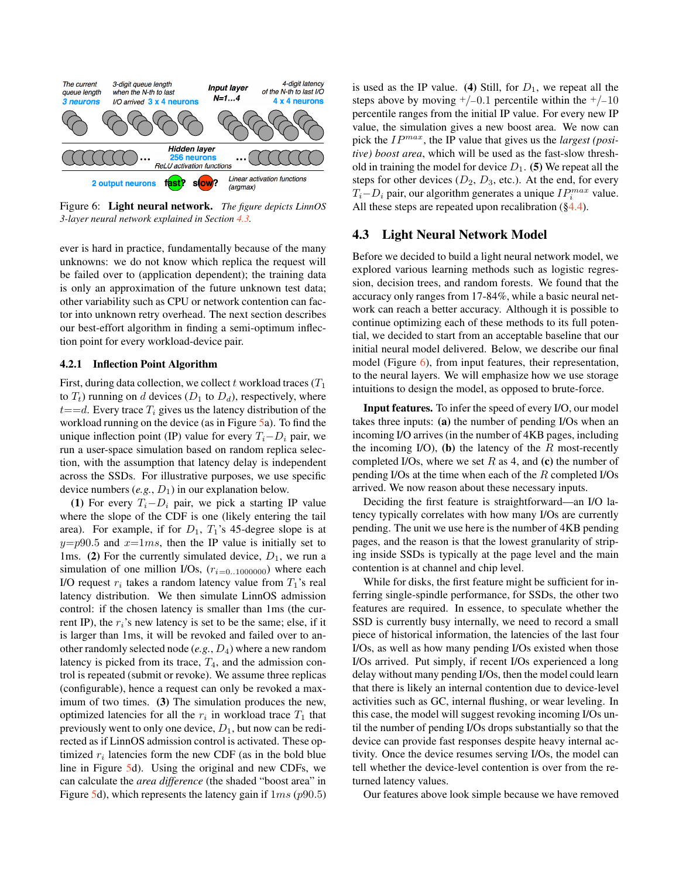Figure 6: **Light neural network.** *The figure depicts LinnOS 3-layer neural network explained in Section 4.3.*

ever is hard in practice, fundamentally because of the many unknowns: we do not know which replica the request will be failed over to (application dependent); the training data is only an approximation of the future unknown test data; other variability such as CPU or network contention can factor into unknown retry overhead. The next section describes our best-effort algorithm in finding a semi-optimum inflection point for every workload-device pair.

### 4.2.1 Inflection Point Algorithm

First, during data collection, we collect $t$ workload traces ($T_1$ to $T_t$) running on $d$ devices ($D_1$ to $D_d$), respectively, where $t{=}{=}d$. Every trace $T_i$ gives us the latency distribution of the workload running on the device (as in Figure 5a). To find the unique inflection point (IP) value for every $T_i{-}D_i$ pair, we run a user-space simulation based on random replica selection, with the assumption that latency delay is independent across the SSDs. For illustrative purposes, we use specific device numbers (*e.g.*, $D_1$) in our explanation below.

**(1)** For every $T_i{-}D_i$ pair, we pick a starting IP value where the slope of the CDF is one (likely entering the tail area). For example, if for $D_1$, $T_1$'s 45-degree slope is at $y{=}p90.5$ and $x{=}1ms$, then the IP value is initially set to 1ms. **(2)** For the currently simulated device, $D_1$, we run a simulation of one million I/Os, ($r_{i=0..1000000}$) where each I/O request $r_i$ takes a random latency value from $T_1$'s real latency distribution. We then simulate LinnOS admission control: if the chosen latency is smaller than 1ms (the current IP), the $r_i$'s new latency is set to be the same; else, if it is larger than 1ms, it will be revoked and failed over to another randomly selected node (*e.g.*, $D_4$) where a new random latency is picked from its trace, $T_4$, and the admission control is repeated (submit or revoke). We assume three replicas (configurable), hence a request can only be revoked a maximum of two times. **(3)** The simulation produces the new, optimized latencies for all the $r_i$ in workload trace $T_1$ that previously went to only one device, $D_1$, but now can be redirected as if LinnOS admission control is activated. These optimized $r_i$ latencies form the new CDF (as in the bold blue line in Figure 5d). Using the original and new CDFs, we can calculate the *area difference* (the shaded "boost area" in Figure 5d), which represents the latency gain if $1ms$ ($p90.5$) is used as the IP value. **(4)** Still, for $D_1$, we repeat all the steps above by moving +/–0.1 percentile within the +/–10 percentile ranges from the initial IP value. For every new IP value, the simulation gives a new boost area. We now can pick the $IP^{max}$, the IP value that gives us the *largest (positive) boost area*, which will be used as the fast-slow threshold in training the model for device $D_1$. **(5)** We repeat all the steps for other devices ($D_2$, $D_3$, etc.). At the end, for every $T_i{-}D_i$ pair, our algorithm generates a unique $IP_i^{max}$ value. All these steps are repeated upon recalibration (§4.4).

## 4.3 Light Neural Network Model

Before we decided to build a light neural network model, we explored various learning methods such as logistic regression, decision trees, and random forests. We found that the accuracy only ranges from 17-84%, while a basic neural network can reach a better accuracy. Although it is possible to continue optimizing each of these methods to its full potential, we decided to start from an acceptable baseline that our initial neural model delivered. Below, we describe our final model (Figure 6), from input features, their representation, to the neural layers. We will emphasize how we use storage intuitions to design the model, as opposed to brute-force.

**Input features.** To infer the speed of every I/O, our model takes three inputs: **(a)** the number of pending I/Os when an incoming I/O arrives (in the number of 4KB pages, including the incoming I/O), **(b)** the latency of the $R$ most-recently completed I/Os, where we set $R$ as 4, and **(c)** the number of pending I/Os at the time when each of the $R$ completed I/Os arrived. We now reason about these necessary inputs.

Deciding the first feature is straightforward—an I/O latency typically correlates with how many I/Os are currently pending. The unit we use here is the number of 4KB pending pages, and the reason is that the lowest granularity of striping inside SSDs is typically at the page level and the main contention is at channel and chip level.

While for disks, the first feature might be sufficient for inferring single-spindle performance, for SSDs, the other two features are required. In essence, to speculate whether the SSD is currently busy internally, we need to record a small piece of historical information, the latencies of the last four I/Os, as well as how many pending I/Os existed when those I/Os arrived. Put simply, if recent I/Os experienced a long delay without many pending I/Os, then the model could learn that there is likely an internal contention due to device-level activities such as GC, internal flushing, or wear leveling. In this case, the model will suggest revoking incoming I/Os until the number of pending I/Os drops substantially so that the device can provide fast responses despite heavy internal activity. Once the device resumes serving I/Os, the model can tell whether the device-level contention is over from the returned latency values.

Our features above look simple because we have removed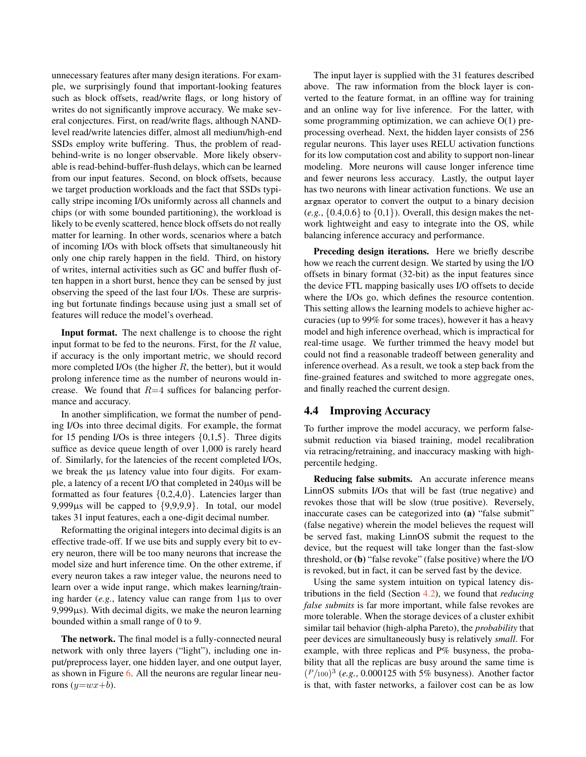unnecessary features after many design iterations. For example, we surprisingly found that important-looking features such as block offsets, read/write flags, or long history of writes do not significantly improve accuracy. We make several conjectures. First, on read/write flags, although NAND-level read/write latencies differ, almost all medium/high-end SSDs employ write buffering. Thus, the problem of read-behind-write is no longer observable. More likely observable is read-behind-buffer-flush delays, which can be learned from our input features. Second, on block offsets, because we target production workloads and the fact that SSDs typically stripe incoming I/Os uniformly across all channels and chips (or with some bounded partitioning), the workload is likely to be evenly scattered, hence block offsets do not really matter for learning. In other words, scenarios where a batch of incoming I/Os with block offsets that simultaneously hit only one chip rarely happen in the field. Third, on history of writes, internal activities such as GC and buffer flush often happen in a short burst, hence they can be sensed by just observing the speed of the last four I/Os. These are surprising but fortunate findings because using just a small set of features will reduce the model's overhead.

**Input format.** The next challenge is to choose the right input format to be fed to the neurons. First, for the $R$ value, if accuracy is the only important metric, we should record more completed I/Os (the higher $R$, the better), but it would prolong inference time as the number of neurons would increase. We found that $R$=4 suffices for balancing performance and accuracy.

In another simplification, we format the number of pending I/Os into three decimal digits. For example, the format for 15 pending I/Os is three integers {0,1,5}. Three digits suffice as device queue length of over 1,000 is rarely heard of. Similarly, for the latencies of the recent completed I/Os, we break the µs latency value into four digits. For example, a latency of a recent I/O that completed in 240µs will be formatted as four features {0,2,4,0}. Latencies larger than 9,999µs will be capped to {9,9,9,9}. In total, our model takes 31 input features, each a one-digit decimal number.

Reformatting the original integers into decimal digits is an effective trade-off. If we use bits and supply every bit to every neuron, there will be too many neurons that increase the model size and hurt inference time. On the other extreme, if every neuron takes a raw integer value, the neurons need to learn over a wide input range, which makes learning/training harder (*e.g.*, latency value can range from 1µs to over 9,999µs). With decimal digits, we make the neuron learning bounded within a small range of 0 to 9.

**The network.** The final model is a fully-connected neural network with only three layers ("light"), including one input/preprocess layer, one hidden layer, and one output layer, as shown in Figure 6. All the neurons are regular linear neurons ($y$=$wx$+$b$).

The input layer is supplied with the 31 features described above. The raw information from the block layer is converted to the feature format, in an offline way for training and an online way for live inference. For the latter, with some programming optimization, we can achieve O(1) preprocessing overhead. Next, the hidden layer consists of 256 regular neurons. This layer uses RELU activation functions for its low computation cost and ability to support non-linear modeling. More neurons will cause longer inference time and fewer neurons less accuracy. Lastly, the output layer has two neurons with linear activation functions. We use an `argmax` operator to convert the output to a binary decision (*e.g.*, {0.4,0.6} to {0,1}). Overall, this design makes the network lightweight and easy to integrate into the OS, while balancing inference accuracy and performance.

**Preceding design iterations.** Here we briefly describe how we reach the current design. We started by using the I/O offsets in binary format (32-bit) as the input features since the device FTL mapping basically uses I/O offsets to decide where the I/Os go, which defines the resource contention. This setting allows the learning models to achieve higher accuracies (up to 99% for some traces), however it has a heavy model and high inference overhead, which is impractical for real-time usage. We further trimmed the heavy model but could not find a reasonable tradeoff between generality and inference overhead. As a result, we took a step back from the fine-grained features and switched to more aggregate ones, and finally reached the current design.

## 4.4 Improving Accuracy

To further improve the model accuracy, we perform false-submit reduction via biased training, model recalibration via retracing/retraining, and inaccuracy masking with high-percentile hedging.

**Reducing false submits.** An accurate inference means LinnOS submits I/Os that will be fast (true negative) and revokes those that will be slow (true positive). Reversely, inaccurate cases can be categorized into **(a)** "false submit" (false negative) wherein the model believes the request will be served fast, making LinnOS submit the request to the device, but the request will take longer than the fast-slow threshold, or **(b)** "false revoke" (false positive) where the I/O is revoked, but in fact, it can be served fast by the device.

Using the same system intuition on typical latency distributions in the field (Section 4.2), we found that *reducing false submits* is far more important, while false revokes are more tolerable. When the storage devices of a cluster exhibit similar tail behavior (high-alpha Pareto), the *probability* that peer devices are simultaneously busy is relatively *small*. For example, with three replicas and P% busyness, the probability that all the replicas are busy around the same time is $(P/100)^3$ (*e.g.*, 0.000125 with 5% busyness). Another factor is that, with faster networks, a failover cost can be as low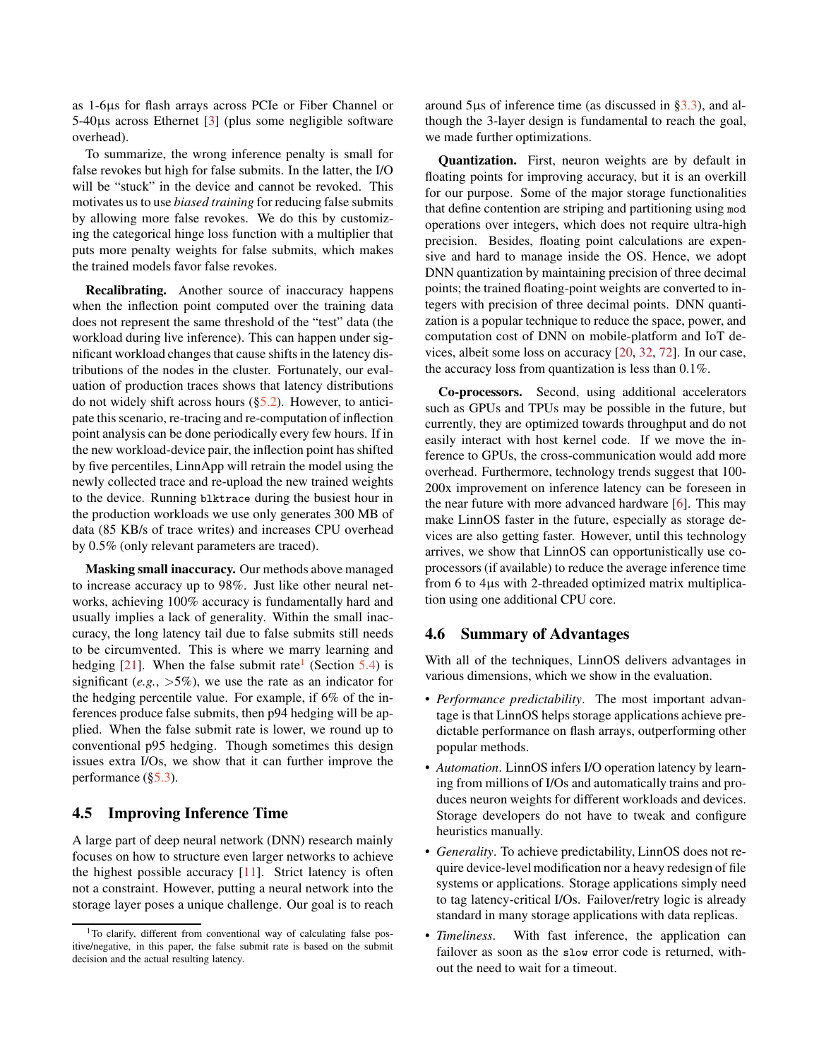as 1-6µs for flash arrays across PCIe or Fiber Channel or 5-40µs across Ethernet [3] (plus some negligible software overhead).

To summarize, the wrong inference penalty is small for false revokes but high for false submits. In the latter, the I/O will be "stuck" in the device and cannot be revoked. This motivates us to use *biased training* for reducing false submits by allowing more false revokes. We do this by customizing the categorical hinge loss function with a multiplier that puts more penalty weights for false submits, which makes the trained models favor false revokes.

**Recalibrating.** Another source of inaccuracy happens when the inflection point computed over the training data does not represent the same threshold of the "test" data (the workload during live inference). This can happen under significant workload changes that cause shifts in the latency distributions of the nodes in the cluster. Fortunately, our evaluation of production traces shows that latency distributions do not widely shift across hours (§5.2). However, to anticipate this scenario, re-tracing and re-computation of inflection point analysis can be done periodically every few hours. If in the new workload-device pair, the inflection point has shifted by five percentiles, LinnApp will retrain the model using the newly collected trace and re-upload the new trained weights to the device. Running `blktrace` during the busiest hour in the production workloads we use only generates 300 MB of data (85 KB/s of trace writes) and increases CPU overhead by 0.5% (only relevant parameters are traced).

**Masking small inaccuracy.** Our methods above managed to increase accuracy up to 98%. Just like other neural networks, achieving 100% accuracy is fundamentally hard and usually implies a lack of generality. Within the small inaccuracy, the long latency tail due to false submits still needs to be circumvented. This is where we marry learning and hedging [21]. When the false submit rate[1] (Section 5.4) is significant (*e.g.*, $>5\%$), we use the rate as an indicator for the hedging percentile value. For example, if 6% of the inferences produce false submits, then p94 hedging will be applied. When the false submit rate is lower, we round up to conventional p95 hedging. Though sometimes this design issues extra I/Os, we show that it can further improve the performance (§5.3).

## 4.5 Improving Inference Time

A large part of deep neural network (DNN) research mainly focuses on how to structure even larger networks to achieve the highest possible accuracy [11]. Strict latency is often not a constraint. However, putting a neural network into the storage layer poses a unique challenge. Our goal is to reach around 5µs of inference time (as discussed in §3.3), and although the 3-layer design is fundamental to reach the goal, we made further optimizations.

**Quantization.** First, neuron weights are by default in floating points for improving accuracy, but it is an overkill for our purpose. Some of the major storage functionalities that define contention are striping and partitioning using `mod` operations over integers, which does not require ultra-high precision. Besides, floating point calculations are expensive and hard to manage inside the OS. Hence, we adopt DNN quantization by maintaining precision of three decimal points; the trained floating-point weights are converted to integers with precision of three decimal points. DNN quantization is a popular technique to reduce the space, power, and computation cost of DNN on mobile-platform and IoT devices, albeit some loss on accuracy [20, 32, 72]. In our case, the accuracy loss from quantization is less than 0.1%.

**Co-processors.** Second, using additional accelerators such as GPUs and TPUs may be possible in the future, but currently, they are optimized towards throughput and do not easily interact with host kernel code. If we move the inference to GPUs, the cross-communication would add more overhead. Furthermore, technology trends suggest that 100-200x improvement on inference latency can be foreseen in the near future with more advanced hardware [6]. This may make LinnOS faster in the future, especially as storage devices are also getting faster. However, until this technology arrives, we show that LinnOS can opportunistically use co-processors (if available) to reduce the average inference time from 6 to 4µs with 2-threaded optimized matrix multiplication using one additional CPU core.

## 4.6 Summary of Advantages

With all of the techniques, LinnOS delivers advantages in various dimensions, which we show in the evaluation.

- *Performance predictability*. The most important advantage is that LinnOS helps storage applications achieve predictable performance on flash arrays, outperforming other popular methods.
- *Automation*. LinnOS infers I/O operation latency by learning from millions of I/Os and automatically trains and produces neuron weights for different workloads and devices. Storage developers do not have to tweak and configure heuristics manually.
- *Generality*. To achieve predictability, LinnOS does not require device-level modification nor a heavy redesign of file systems or applications. Storage applications simply need to tag latency-critical I/Os. Failover/retry logic is already standard in many storage applications with data replicas.
- *Timeliness*. With fast inference, the application can failover as soon as the `slow` error code is returned, without the need to wait for a timeout.

[1] To clarify, different from conventional way of calculating false positive/negative, in this paper, the false submit rate is based on the submit decision and the actual resulting latency.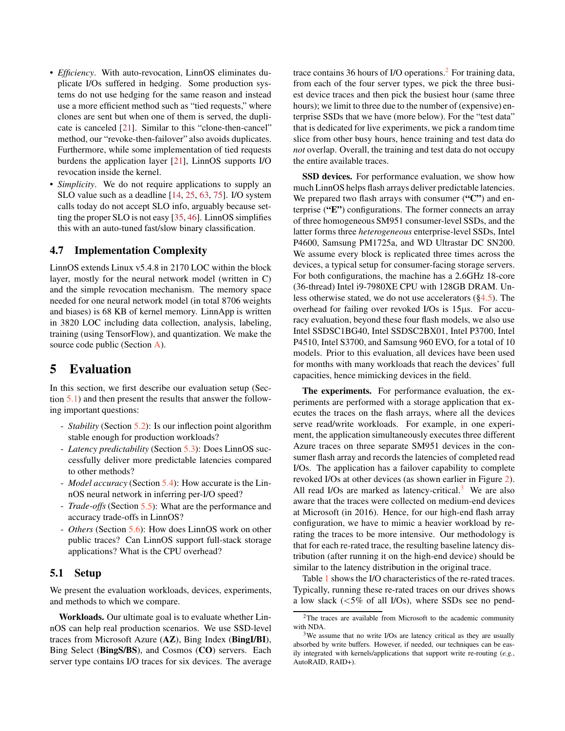- *Efficiency*. With auto-revocation, LinnOS eliminates duplicate I/Os suffered in hedging. Some production systems do not use hedging for the same reason and instead use a more efficient method such as "tied requests," where clones are sent but when one of them is served, the duplicate is canceled [21]. Similar to this "clone-then-cancel" method, our "revoke-then-failover" also avoids duplicates. Furthermore, while some implementation of tied requests burdens the application layer [21], LinnOS supports I/O revocation inside the kernel.
- *Simplicity*. We do not require applications to supply an SLO value such as a deadline [14, 25, 63, 75]. I/O system calls today do not accept SLO info, arguably because setting the proper SLO is not easy [35, 46]. LinnOS simplifies this with an auto-tuned fast/slow binary classification.

### 4.7 Implementation Complexity

LinnOS extends Linux v5.4.8 in 2170 LOC within the block layer, mostly for the neural network model (written in C) and the simple revocation mechanism. The memory space needed for one neural network model (in total 8706 weights and biases) is 68 KB of kernel memory. LinnApp is written in 3820 LOC including data collection, analysis, labeling, training (using TensorFlow), and quantization. We make the source code public (Section A).

## 5 Evaluation

In this section, we first describe our evaluation setup (Section 5.1) and then present the results that answer the following important questions:

- *Stability* (Section 5.2): Is our inflection point algorithm stable enough for production workloads?
- *Latency predictability* (Section 5.3): Does LinnOS successfully deliver more predictable latencies compared to other methods?
- *Model accuracy* (Section 5.4): How accurate is the LinnOS neural network in inferring per-I/O speed?
- *Trade-offs* (Section 5.5): What are the performance and accuracy trade-offs in LinnOS?
- *Others* (Section 5.6): How does LinnOS work on other public traces? Can LinnOS support full-stack storage applications? What is the CPU overhead?

### 5.1 Setup

We present the evaluation workloads, devices, experiments, and methods to which we compare.

**Workloads.** Our ultimate goal is to evaluate whether LinnOS can help real production scenarios. We use SSD-level traces from Microsoft Azure (**AZ**), Bing Index (**BingI/BI**), Bing Select (**BingS/BS**), and Cosmos (**CO**) servers. Each server type contains I/O traces for six devices. The average trace contains 36 hours of I/O operations.[2] For training data, from each of the four server types, we pick the three busiest device traces and then pick the busiest hour (same three hours); we limit to three due to the number of (expensive) enterprise SSDs that we have (more below). For the "test data" that is dedicated for live experiments, we pick a random time slice from other busy hours, hence training and test data do *not* overlap. Overall, the training and test data do not occupy the entire available traces.

**SSD devices.** For performance evaluation, we show how much LinnOS helps flash arrays deliver predictable latencies. We prepared two flash arrays with consumer (**"C"**) and enterprise (**"E"**) configurations. The former connects an array of three homogeneous SM951 consumer-level SSDs, and the latter forms three *heterogeneous* enterprise-level SSDs, Intel P4600, Samsung PM1725a, and WD Ultrastar DC SN200. We assume every block is replicated three times across the devices, a typical setup for consumer-facing storage servers. For both configurations, the machine has a 2.6GHz 18-core (36-thread) Intel i9-7980XE CPU with 128GB DRAM. Unless otherwise stated, we do not use accelerators (§4.5). The overhead for failing over revoked I/Os is 15µs. For accuracy evaluation, beyond these four flash models, we also use Intel SSDSC1BG40, Intel SSDSC2BX01, Intel P3700, Intel P4510, Intel S3700, and Samsung 960 EVO, for a total of 10 models. Prior to this evaluation, all devices have been used for months with many workloads that reach the devices' full capacities, hence mimicking devices in the field.

**The experiments.** For performance evaluation, the experiments are performed with a storage application that executes the traces on the flash arrays, where all the devices serve read/write workloads. For example, in one experiment, the application simultaneously executes three different Azure traces on three separate SM951 devices in the consumer flash array and records the latencies of completed read I/Os. The application has a failover capability to complete revoked I/Os at other devices (as shown earlier in Figure 2). All read I/Os are marked as latency-critical.[3] We are also aware that the traces were collected on medium-end devices at Microsoft (in 2016). Hence, for our high-end flash array configuration, we have to mimic a heavier workload by re-rating the traces to be more intensive. Our methodology is that for each re-rated trace, the resulting baseline latency distribution (after running it on the high-end device) should be similar to the latency distribution in the original trace.

Table 1 shows the I/O characteristics of the re-rated traces. Typically, running these re-rated traces on our drives shows a low slack (<5% of all I/Os), where SSDs see no pend-

[2] The traces are available from Microsoft to the academic community with NDA.

[3] We assume that no write I/Os are latency critical as they are usually absorbed by write buffers. However, if needed, our techniques can be easily integrated with kernels/applications that support write re-routing (*e.g.*, AutoRAID, RAID+).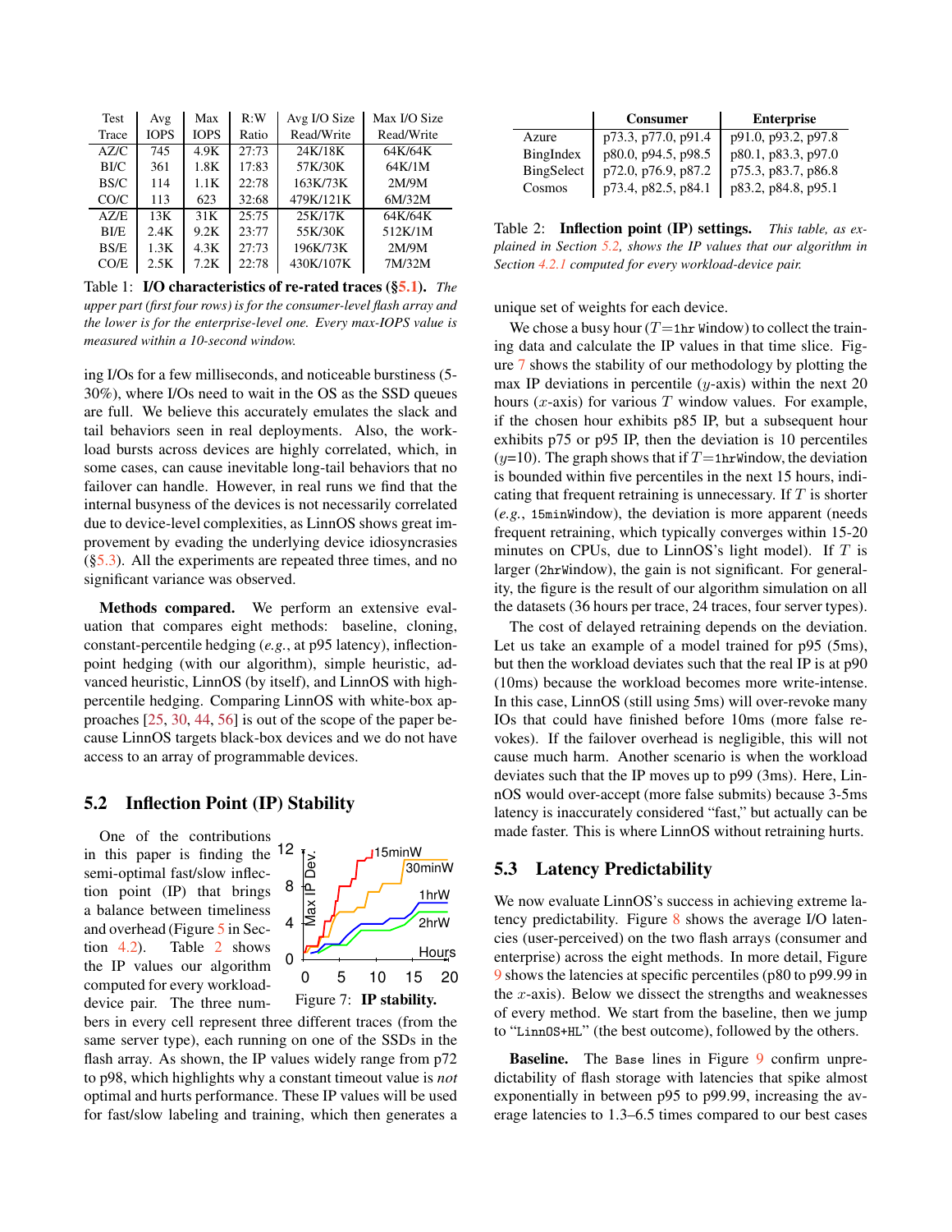| Test Trace | Avg IOPS | Max IOPS | R:W Ratio | Avg I/O Size Read/Write | Max I/O Size Read/Write |
|---|---|---|---|---|---|
| AZ/C | 745 | 4.9K | 27:73 | 24K/18K | 64K/64K |
| BI/C | 361 | 1.8K | 17:83 | 57K/30K | 64K/1M |
| BS/C | 114 | 1.1K | 22:78 | 163K/73K | 2M/9M |
| CO/C | 113 | 623 | 32:68 | 479K/121K | 6M/32M |
| AZ/E | 13K | 31K | 25:75 | 25K/17K | 64K/64K |
| BI/E | 2.4K | 9.2K | 23:77 | 55K/30K | 512K/1M |
| BS/E | 1.3K | 4.3K | 27:73 | 196K/73K | 2M/9M |
| CO/E | 2.5K | 7.2K | 22:78 | 430K/107K | 7M/32M |

Table 1: **I/O characteristics of re-rated traces (§5.1).** *The upper part (first four rows) is for the consumer-level flash array and the lower is for the enterprise-level one. Every max-IOPS value is measured within a 10-second window.*

ing I/Os for a few milliseconds, and noticeable burstiness (5-30%), where I/Os need to wait in the OS as the SSD queues are full. We believe this accurately emulates the slack and tail behaviors seen in real deployments. Also, the workload bursts across devices are highly correlated, which, in some cases, can cause inevitable long-tail behaviors that no failover can handle. However, in real runs we find that the internal busyness of the devices is not necessarily correlated due to device-level complexities, as LinnOS shows great improvement by evading the underlying device idiosyncrasies (§5.3). All the experiments are repeated three times, and no significant variance was observed.

**Methods compared.** We perform an extensive evaluation that compares eight methods: baseline, cloning, constant-percentile hedging (*e.g.*, at p95 latency), inflection-point hedging (with our algorithm), simple heuristic, advanced heuristic, LinnOS (by itself), and LinnOS with high-percentile hedging. Comparing LinnOS with white-box approaches [25, 30, 44, 56] is out of the scope of the paper because LinnOS targets black-box devices and we do not have access to an array of programmable devices.

## 5.2 Inflection Point (IP) Stability

One of the contributions in this paper is finding the semi-optimal fast/slow inflection point (IP) that brings a balance between timeliness and overhead (Figure 5 in Section 4.2). Table 2 shows the IP values our algorithm computed for every workload-device pair. The three numbers in every cell represent three different traces (from the same server type), each running on one of the SSDs in the flash array. As shown, the IP values widely range from p72 to p98, which highlights why a constant timeout value is *not* optimal and hurts performance. These IP values will be used for fast/slow labeling and training, which then generates a unique set of weights for each device.

Figure 7: **IP stability.**

| | Consumer | Enterprise |
|---|---|---|
| Azure | p73.3, p77.0, p91.4 | p91.0, p93.2, p97.8 |
| BingIndex | p80.0, p94.5, p98.5 | p80.1, p83.3, p97.0 |
| BingSelect | p72.0, p76.9, p87.2 | p75.3, p83.7, p86.8 |
| Cosmos | p73.4, p82.5, p84.1 | p83.2, p84.8, p95.1 |

Table 2: **Inflection point (IP) settings.** *This table, as explained in Section 5.2, shows the IP values that our algorithm in Section 4.2.1 computed for every workload-device pair.*

We chose a busy hour ($T$=`1hr` Window) to collect the training data and calculate the IP values in that time slice. Figure 7 shows the stability of our methodology by plotting the max IP deviations in percentile ($y$-axis) within the next 20 hours ($x$-axis) for various $T$ window values. For example, if the chosen hour exhibits p85 IP, but a subsequent hour exhibits p75 or p95 IP, then the deviation is 10 percentiles ($y$=10). The graph shows that if $T$=`1hrWindow`, the deviation is bounded within five percentiles in the next 15 hours, indicating that frequent retraining is unnecessary. If $T$ is shorter (*e.g.*, `15minWindow`), the deviation is more apparent (needs frequent retraining, which typically converges within 15-20 minutes on CPUs, due to LinnOS's light model). If $T$ is larger (`2hrWindow`), the gain is not significant. For generality, the figure is the result of our algorithm simulation on all the datasets (36 hours per trace, 24 traces, four server types).

The cost of delayed retraining depends on the deviation. Let us take an example of a model trained for p95 (5ms), but then the workload deviates such that the real IP is at p90 (10ms) because the workload becomes more write-intense. In this case, LinnOS (still using 5ms) will over-revoke many IOs that could have finished before 10ms (more false revokes). If the failover overhead is negligible, this will not cause much harm. Another scenario is when the workload deviates such that the IP moves up to p99 (3ms). Here, LinnOS would over-accept (more false submits) because 3-5ms latency is inaccurately considered "fast," but actually can be made faster. This is where LinnOS without retraining hurts.

## 5.3 Latency Predictability

We now evaluate LinnOS's success in achieving extreme latency predictability. Figure 8 shows the average I/O latencies (user-perceived) on the two flash arrays (consumer and enterprise) across the eight methods. In more detail, Figure 9 shows the latencies at specific percentiles (p80 to p99.99 in the $x$-axis). Below we dissect the strengths and weaknesses of every method. We start from the baseline, then we jump to "`LinnOS+HL`" (the best outcome), followed by the others.

**Baseline.** The `Base` lines in Figure 9 confirm unpredictability of flash storage with latencies that spike almost exponentially in between p95 to p99.99, increasing the average latencies to 1.3–6.5 times compared to our best cases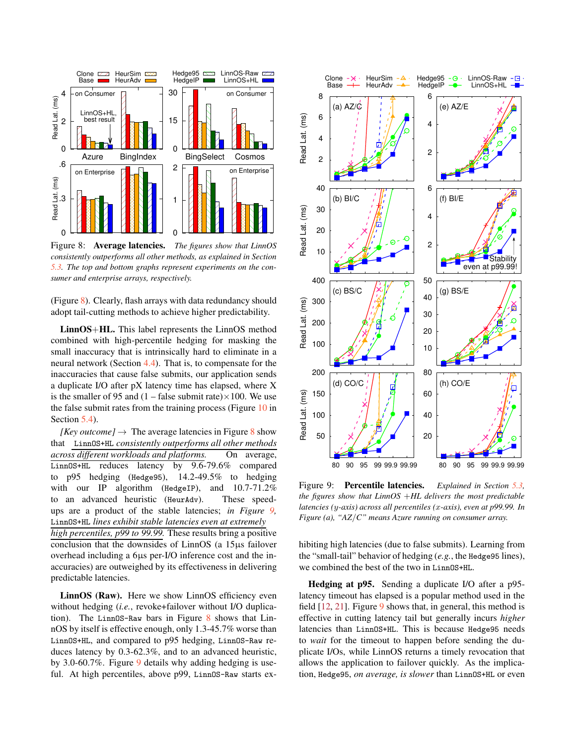Figure 8: **Average latencies.** *The figures show that LinnOS consistently outperforms all other methods, as explained in Section 5.3. The top and bottom graphs represent experiments on the consumer and enterprise arrays, respectively.*

(Figure 8). Clearly, flash arrays with data redundancy should adopt tail-cutting methods to achieve higher predictability.

**LinnOS+HL.** This label represents the LinnOS method combined with high-percentile hedging for masking the small inaccuracy that is intrinsically hard to eliminate in a neural network (Section 4.4). That is, to compensate for the inaccuracies that cause false submits, our application sends a duplicate I/O after pX latency time has elapsed, where X is the smaller of 95 and (1 – false submit rate)×100. We use the false submit rates from the training process (Figure 10 in Section 5.4).

*[Key outcome]* → The average latencies in Figure 8 show that LinnOS+HL *consistently outperforms all other methods across different workloads and platforms.* On average, LinnOS+HL reduces latency by 9.6-79.6% compared to p95 hedging (Hedge95), 14.2-49.5% to hedging with our IP algorithm (HedgeIP), and 10.7-71.2% to an advanced heuristic (HeurAdv). These speed-ups are a product of the stable latencies; *in Figure 9,* LinnOS+HL *lines exhibit stable latencies even at extremely high percentiles, p99 to 99.99.* These results bring a positive conclusion that the downsides of LinnOS (a 15µs failover overhead including a 6µs per-I/O inference cost and the inaccuracies) are outweighed by its effectiveness in delivering predictable latencies.

**LinnOS (Raw).** Here we show LinnOS efficiency even without hedging (*i.e.*, revoke+failover without I/O duplication). The LinnOS-Raw bars in Figure 8 shows that LinnOS by itself is effective enough, only 1.3-45.7% worse than LinnOS+HL, and compared to p95 hedging, LinnOS-Raw reduces latency by 0.3-62.3%, and to an advanced heuristic, by 3.0-60.7%. Figure 9 details why adding hedging is useful. At high percentiles, above p99, LinnOS-Raw starts exhibiting high latencies (due to false submits). Learning from the "small-tail" behavior of hedging (*e.g.*, the Hedge95 lines), we combined the best of the two in LinnOS+HL.

Figure 9: **Percentile latencies.** *Explained in Section 5.3, the figures show that LinnOS +HL delivers the most predictable latencies (y-axis) across all percentiles (x-axis), even at p99.99. In Figure (a), "AZ/C" means Azure running on consumer array.*

**Hedging at p95.** Sending a duplicate I/O after a p95-latency timeout has elapsed is a popular method used in the field [12, 21]. Figure 9 shows that, in general, this method is effective in cutting latency tail but generally incurs *higher* latencies than LinnOS+HL. This is because Hedge95 needs to *wait* for the timeout to happen before sending the duplicate I/Os, while LinnOS returns a timely revocation that allows the application to failover quickly. As the implication, Hedge95, *on average, is slower* than LinnOS+HL or even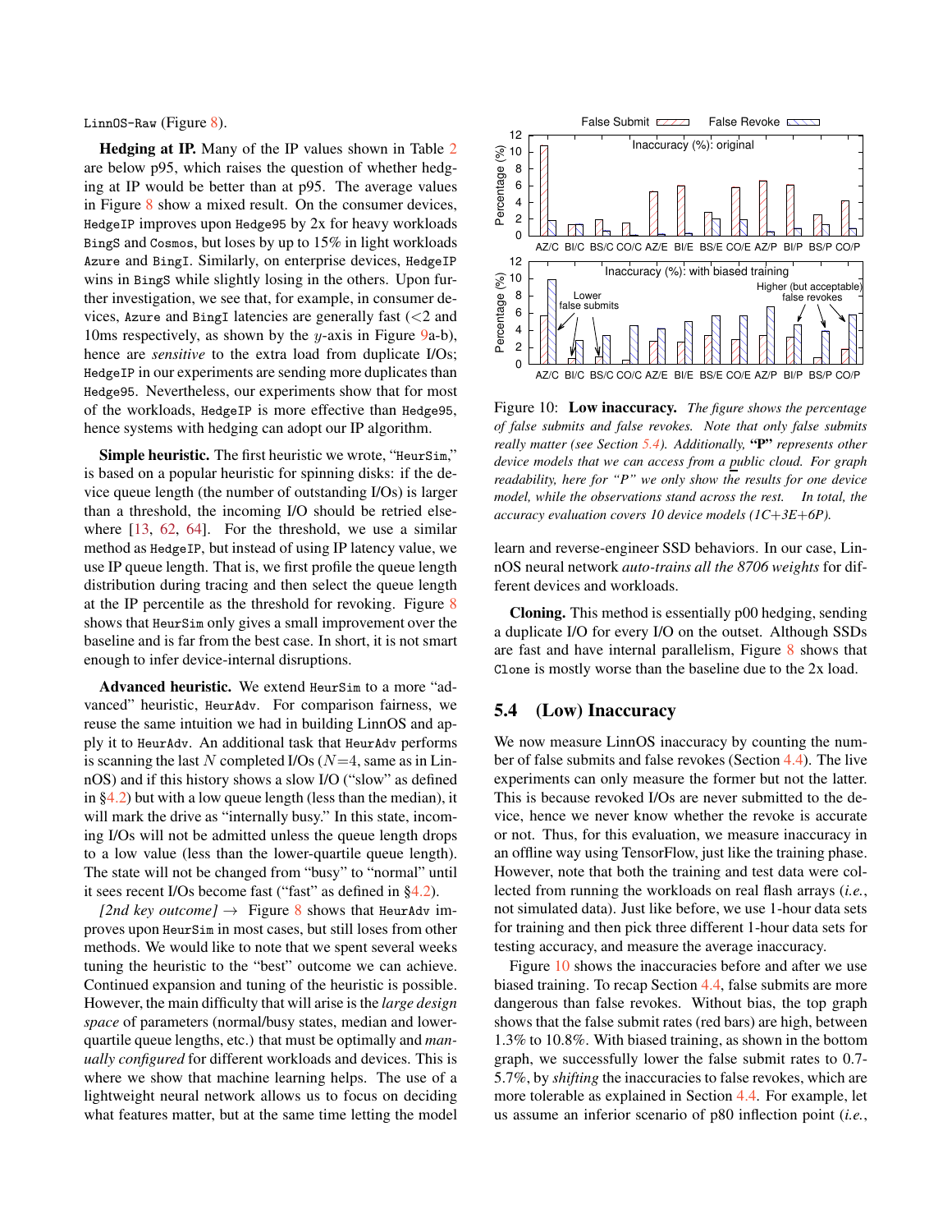LinnOS-Raw (Figure 8).

**Hedging at IP.** Many of the IP values shown in Table 2 are below p95, which raises the question of whether hedging at IP would be better than at p95. The average values in Figure 8 show a mixed result. On the consumer devices, HedgeIP improves upon Hedge95 by 2x for heavy workloads BingS and Cosmos, but loses by up to 15% in light workloads Azure and BingI. Similarly, on enterprise devices, HedgeIP wins in BingS while slightly losing in the others. Upon further investigation, we see that, for example, in consumer devices, Azure and BingI latencies are generally fast (<2 and 10ms respectively, as shown by the $y$-axis in Figure 9a-b), hence are *sensitive* to the extra load from duplicate I/Os; HedgeIP in our experiments are sending more duplicates than Hedge95. Nevertheless, our experiments show that for most of the workloads, HedgeIP is more effective than Hedge95, hence systems with hedging can adopt our IP algorithm.

**Simple heuristic.** The first heuristic we wrote, "HeurSim," is based on a popular heuristic for spinning disks: if the device queue length (the number of outstanding I/Os) is larger than a threshold, the incoming I/O should be retried elsewhere [13, 62, 64]. For the threshold, we use a similar method as HedgeIP, but instead of using IP latency value, we use IP queue length. That is, we first profile the queue length distribution during tracing and then select the queue length at the IP percentile as the threshold for revoking. Figure 8 shows that HeurSim only gives a small improvement over the baseline and is far from the best case. In short, it is not smart enough to infer device-internal disruptions.

**Advanced heuristic.** We extend HeurSim to a more "advanced" heuristic, HeurAdv. For comparison fairness, we reuse the same intuition we had in building LinnOS and apply it to HeurAdv. An additional task that HeurAdv performs is scanning the last $N$ completed I/Os ($N$=4, same as in LinnOS) and if this history shows a slow I/O ("slow" as defined in §4.2) but with a low queue length (less than the median), it will mark the drive as "internally busy." In this state, incoming I/Os will not be admitted unless the queue length drops to a low value (less than the lower-quartile queue length). The state will not be changed from "busy" to "normal" until it sees recent I/Os become fast ("fast" as defined in §4.2).

*[2nd key outcome]* → Figure 8 shows that HeurAdv improves upon HeurSim in most cases, but still loses from other methods. We would like to note that we spent several weeks tuning the heuristic to the "best" outcome we can achieve. Continued expansion and tuning of the heuristic is possible. However, the main difficulty that will arise is the *large design space* of parameters (normal/busy states, median and lower-quartile queue lengths, etc.) that must be optimally and *manually configured* for different workloads and devices. This is where we show that machine learning helps. The use of a lightweight neural network allows us to focus on deciding what features matter, but at the same time letting the model learn and reverse-engineer SSD behaviors. In our case, LinnOS neural network *auto-trains all the 8706 weights* for different devices and workloads.

**Cloning.** This method is essentially p00 hedging, sending a duplicate I/O for every I/O on the outset. Although SSDs are fast and have internal parallelism, Figure 8 shows that Clone is mostly worse than the baseline due to the 2x load.

Figure 10: **Low inaccuracy.** *The figure shows the percentage of false submits and false revokes. Note that only false submits really matter (see Section 5.4). Additionally,* **"P"** *represents other device models that we can access from a public cloud. For graph readability, here for "P" we only show the results for one device model, while the observations stand across the rest. In total, the accuracy evaluation covers 10 device models (1C+3E+6P).*

## 5.4 (Low) Inaccuracy

We now measure LinnOS inaccuracy by counting the number of false submits and false revokes (Section 4.4). The live experiments can only measure the former but not the latter. This is because revoked I/Os are never submitted to the device, hence we never know whether the revoke is accurate or not. Thus, for this evaluation, we measure inaccuracy in an offline way using TensorFlow, just like the training phase. However, note that both the training and test data were collected from running the workloads on real flash arrays (*i.e.*, not simulated data). Just like before, we use 1-hour data sets for training and then pick three different 1-hour data sets for testing accuracy, and measure the average inaccuracy.

Figure 10 shows the inaccuracies before and after we use biased training. To recap Section 4.4, false submits are more dangerous than false revokes. Without bias, the top graph shows that the false submit rates (red bars) are high, between 1.3% to 10.8%. With biased training, as shown in the bottom graph, we successfully lower the false submit rates to 0.7-5.7%, by *shifting* the inaccuracies to false revokes, which are more tolerable as explained in Section 4.4. For example, let us assume an inferior scenario of p80 inflection point (*i.e.*,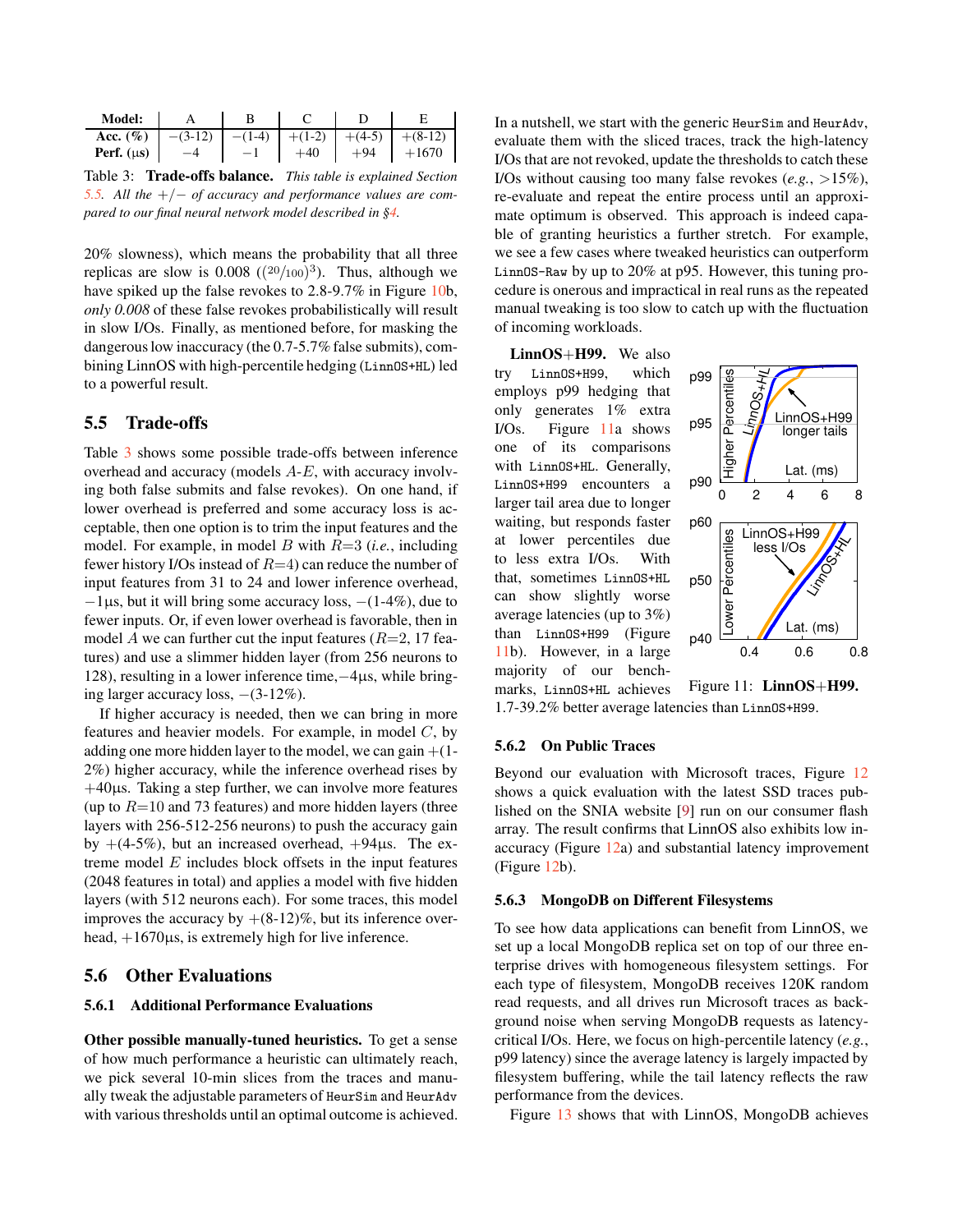| Model: | A | B | C | D | E |
|---|---|---|---|---|---|
| **Acc. (%)** | −(3-12) | −(1-4) | +(1-2) | +(4-5) | +(8-12) |
| **Perf. (µs)** | −4 | −1 | +40 | +94 | +1670 |

Table 3: **Trade-offs balance.** *This table is explained Section 5.5. All the +/− of accuracy and performance values are compared to our final neural network model described in §4.*

20% slowness), which means the probability that all three replicas are slow is 0.008 ($(^{20}/_{100})^3$). Thus, although we have spiked up the false revokes to 2.8-9.7% in Figure 10b, *only 0.008* of these false revokes probabilistically will result in slow I/Os. Finally, as mentioned before, for masking the dangerous low inaccuracy (the 0.7-5.7% false submits), combining LinnOS with high-percentile hedging (LinnOS+HL) led to a powerful result.

## 5.5 Trade-offs

Table 3 shows some possible trade-offs between inference overhead and accuracy (models *A*-*E*, with accuracy involving both false submits and false revokes). On one hand, if lower overhead is preferred and some accuracy loss is acceptable, then one option is to trim the input features and the model. For example, in model *B* with $R$=3 (*i.e.*, including fewer history I/Os instead of $R$=4) can reduce the number of input features from 31 to 24 and lower inference overhead, −1µs, but it will bring some accuracy loss, −(1-4%), due to fewer inputs. Or, if even lower overhead is favorable, then in model *A* we can further cut the input features ($R$=2, 17 features) and use a slimmer hidden layer (from 256 neurons to 128), resulting in a lower inference time,−4µs, while bringing larger accuracy loss, −(3-12%).

If higher accuracy is needed, then we can bring in more features and heavier models. For example, in model *C*, by adding one more hidden layer to the model, we can gain +(1-2%) higher accuracy, while the inference overhead rises by +40µs. Taking a step further, we can involve more features (up to $R$=10 and 73 features) and more hidden layers (three layers with 256-512-256 neurons) to push the accuracy gain by +(4-5%), but an increased overhead, +94µs. The extreme model *E* includes block offsets in the input features (2048 features in total) and applies a model with five hidden layers (with 512 neurons each). For some traces, this model improves the accuracy by +(8-12)%, but its inference overhead, +1670µs, is extremely high for live inference.

## 5.6 Other Evaluations

### 5.6.1 Additional Performance Evaluations

**Other possible manually-tuned heuristics.** To get a sense of how much performance a heuristic can ultimately reach, we pick several 10-min slices from the traces and manually tweak the adjustable parameters of HeurSim and HeurAdv with various thresholds until an optimal outcome is achieved. In a nutshell, we start with the generic HeurSim and HeurAdv, evaluate them with the sliced traces, track the high-latency I/Os that are not revoked, update the thresholds to catch these I/Os without causing too many false revokes (*e.g.*, >15%), re-evaluate and repeat the entire process until an approximate optimum is observed. This approach is indeed capable of granting heuristics a further stretch. For example, we see a few cases where tweaked heuristics can outperform LinnOS-Raw by up to 20% at p95. However, this tuning procedure is onerous and impractical in real runs as the repeated manual tweaking is too slow to catch up with the fluctuation of incoming workloads.

**LinnOS+H99.** We also try LinnOS+H99, which employs p99 hedging that only generates 1% extra I/Os. Figure 11a shows one of its comparisons with LinnOS+HL. Generally, LinnOS+H99 encounters a larger tail area due to longer waiting, but responds faster at lower percentiles due to less extra I/Os. With that, sometimes LinnOS+HL can show slightly worse average latencies (up to 3%) than LinnOS+H99 (Figure 11b). However, in a large majority of our benchmarks, LinnOS+HL achieves 1.7-39.2% better average latencies than LinnOS+H99.

Figure 11: **LinnOS+H99.**

### 5.6.2 On Public Traces

Beyond our evaluation with Microsoft traces, Figure 12 shows a quick evaluation with the latest SSD traces published on the SNIA website [9] run on our consumer flash array. The result confirms that LinnOS also exhibits low inaccuracy (Figure 12a) and substantial latency improvement (Figure 12b).

### 5.6.3 MongoDB on Different Filesystems

To see how data applications can benefit from LinnOS, we set up a local MongoDB replica set on top of our three enterprise drives with homogeneous filesystem settings. For each type of filesystem, MongoDB receives 120K random read requests, and all drives run Microsoft traces as background noise when serving MongoDB requests as latency-critical I/Os. Here, we focus on high-percentile latency (*e.g.*, p99 latency) since the average latency is largely impacted by filesystem buffering, while the tail latency reflects the raw performance from the devices.

Figure 13 shows that with LinnOS, MongoDB achieves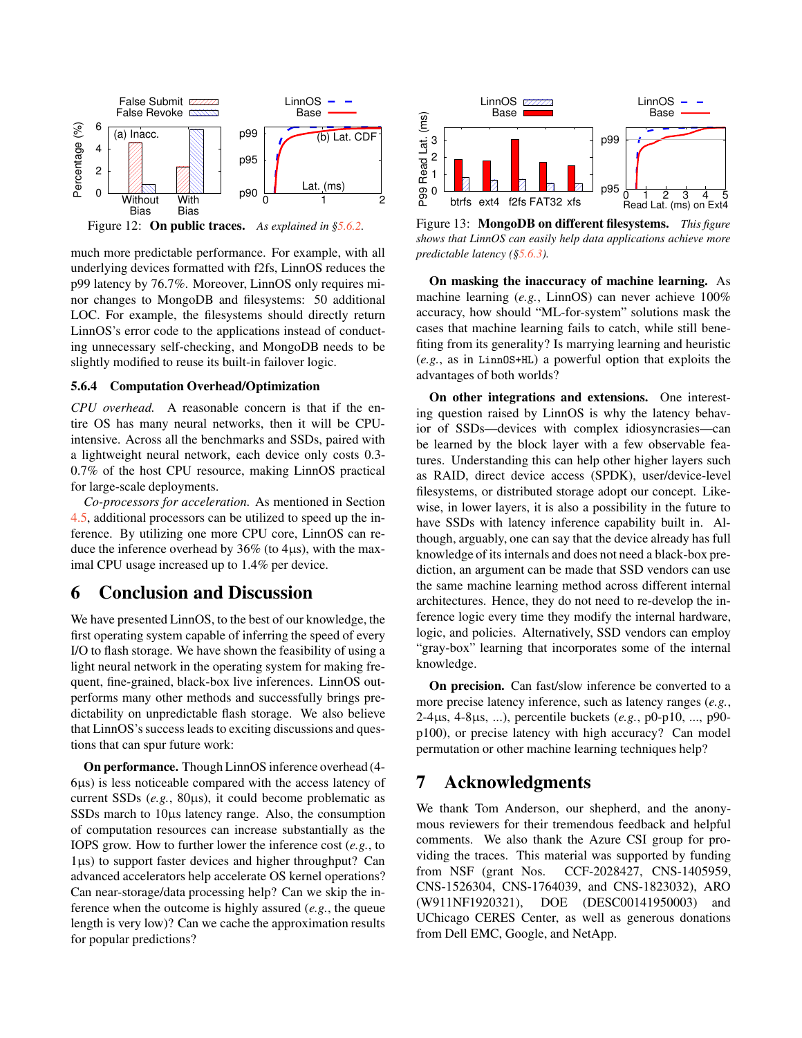Figure 12: **On public traces.** *As explained in §5.6.2.*

Figure 13: **MongoDB on different filesystems.** *This figure shows that LinnOS can easily help data applications achieve more predictable latency (§5.6.3).*

much more predictable performance. For example, with all underlying devices formatted with f2fs, LinnOS reduces the p99 latency by 76.7%. Moreover, LinnOS only requires minor changes to MongoDB and filesystems: 50 additional LOC. For example, the filesystems should directly return LinnOS's error code to the applications instead of conducting unnecessary self-checking, and MongoDB needs to be slightly modified to reuse its built-in failover logic.

### 5.6.4 Computation Overhead/Optimization

*CPU overhead.* A reasonable concern is that if the entire OS has many neural networks, then it will be CPU-intensive. Across all the benchmarks and SSDs, paired with a lightweight neural network, each device only costs 0.3-0.7% of the host CPU resource, making LinnOS practical for large-scale deployments.

*Co-processors for acceleration.* As mentioned in Section 4.5, additional processors can be utilized to speed up the inference. By utilizing one more CPU core, LinnOS can reduce the inference overhead by 36% (to 4µs), with the maximal CPU usage increased up to 1.4% per device.

## 6 Conclusion and Discussion

We have presented LinnOS, to the best of our knowledge, the first operating system capable of inferring the speed of every I/O to flash storage. We have shown the feasibility of using a light neural network in the operating system for making frequent, fine-grained, black-box live inferences. LinnOS outperforms many other methods and successfully brings predictability on unpredictable flash storage. We also believe that LinnOS's success leads to exciting discussions and questions that can spur future work:

**On performance.** Though LinnOS inference overhead (4-6µs) is less noticeable compared with the access latency of current SSDs (*e.g.*, 80µs), it could become problematic as SSDs march to 10µs latency range. Also, the consumption of computation resources can increase substantially as the IOPS grow. How to further lower the inference cost (*e.g.*, to 1µs) to support faster devices and higher throughput? Can advanced accelerators help accelerate OS kernel operations? Can near-storage/data processing help? Can we skip the inference when the outcome is highly assured (*e.g.*, the queue length is very low)? Can we cache the approximation results for popular predictions?

**On masking the inaccuracy of machine learning.** As machine learning (*e.g.*, LinnOS) can never achieve 100% accuracy, how should "ML-for-system" solutions mask the cases that machine learning fails to catch, while still benefiting from its generality? Is marrying learning and heuristic (*e.g.*, as in `LinnOS+HL`) a powerful option that exploits the advantages of both worlds?

**On other integrations and extensions.** One interesting question raised by LinnOS is why the latency behavior of SSDs—devices with complex idiosyncrasies—can be learned by the block layer with a few observable features. Understanding this can help other higher layers such as RAID, direct device access (SPDK), user/device-level filesystems, or distributed storage adopt our concept. Likewise, in lower layers, it is also a possibility in the future to have SSDs with latency inference capability built in. Although, arguably, one can say that the device already has full knowledge of its internals and does not need a black-box prediction, an argument can be made that SSD vendors can use the same machine learning method across different internal architectures. Hence, they do not need to re-develop the inference logic every time they modify the internal hardware, logic, and policies. Alternatively, SSD vendors can employ "gray-box" learning that incorporates some of the internal knowledge.

**On precision.** Can fast/slow inference be converted to a more precise latency inference, such as latency ranges (*e.g.*, 2-4µs, 4-8µs, ...), percentile buckets (*e.g.*, p0-p10, ..., p90-p100), or precise latency with high accuracy? Can model permutation or other machine learning techniques help?

## 7 Acknowledgments

We thank Tom Anderson, our shepherd, and the anonymous reviewers for their tremendous feedback and helpful comments. We also thank the Azure CSI group for providing the traces. This material was supported by funding from NSF (grant Nos. CCF-2028427, CNS-1405959, CNS-1526304, CNS-1764039, and CNS-1823032), ARO (W911NF1920321), DOE (DESC00141950003) and UChicago CERES Center, as well as generous donations from Dell EMC, Google, and NetApp.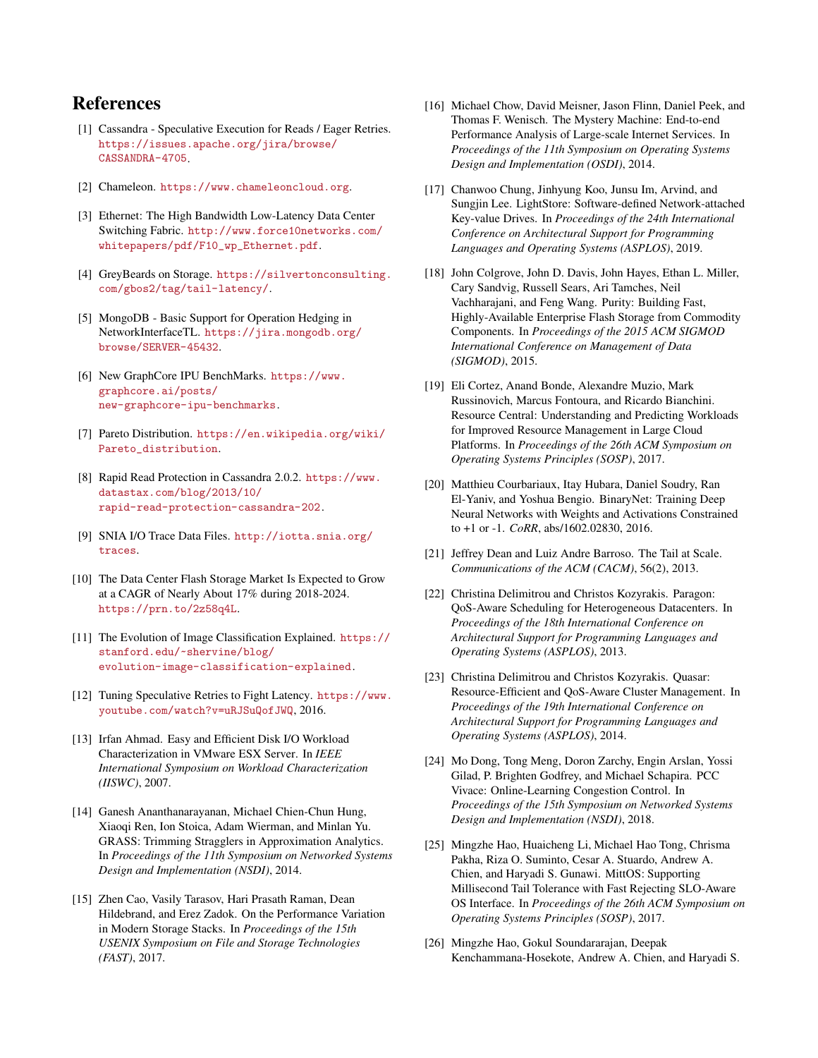## References

[1] Cassandra - Speculative Execution for Reads / Eager Retries. https://issues.apache.org/jira/browse/CASSANDRA-4705.

[2] Chameleon. https://www.chameleoncloud.org.

[3] Ethernet: The High Bandwidth Low-Latency Data Center Switching Fabric. http://www.force10networks.com/whitepapers/pdf/F10_wp_Ethernet.pdf.

[4] GreyBeards on Storage. https://silvertonconsulting.com/gbos2/tag/tail-latency/.

[5] MongoDB - Basic Support for Operation Hedging in NetworkInterfaceTL. https://jira.mongodb.org/browse/SERVER-45432.

[6] New GraphCore IPU BenchMarks. https://www.graphcore.ai/posts/new-graphcore-ipu-benchmarks.

[7] Pareto Distribution. https://en.wikipedia.org/wiki/Pareto_distribution.

[8] Rapid Read Protection in Cassandra 2.0.2. https://www.datastax.com/blog/2013/10/rapid-read-protection-cassandra-202.

[9] SNIA I/O Trace Data Files. http://iotta.snia.org/traces.

[10] The Data Center Flash Storage Market Is Expected to Grow at a CAGR of Nearly About 17% during 2018-2024. https://prn.to/2z58q4L.

[11] The Evolution of Image Classification Explained. https://stanford.edu/~shervine/blog/evolution-image-classification-explained.

[12] Tuning Speculative Retries to Fight Latency. https://www.youtube.com/watch?v=uRJSuQofJWQ, 2016.

[13] Irfan Ahmad. Easy and Efficient Disk I/O Workload Characterization in VMware ESX Server. In *IEEE International Symposium on Workload Characterization (IISWC)*, 2007.

[14] Ganesh Ananthanarayanan, Michael Chien-Chun Hung, Xiaoqi Ren, Ion Stoica, Adam Wierman, and Minlan Yu. GRASS: Trimming Stragglers in Approximation Analytics. In *Proceedings of the 11th Symposium on Networked Systems Design and Implementation (NSDI)*, 2014.

[15] Zhen Cao, Vasily Tarasov, Hari Prasath Raman, Dean Hildebrand, and Erez Zadok. On the Performance Variation in Modern Storage Stacks. In *Proceedings of the 15th USENIX Symposium on File and Storage Technologies (FAST)*, 2017.

[16] Michael Chow, David Meisner, Jason Flinn, Daniel Peek, and Thomas F. Wenisch. The Mystery Machine: End-to-end Performance Analysis of Large-scale Internet Services. In *Proceedings of the 11th Symposium on Operating Systems Design and Implementation (OSDI)*, 2014.

[17] Chanwoo Chung, Jinhyung Koo, Junsu Im, Arvind, and Sungjin Lee. LightStore: Software-defined Network-attached Key-value Drives. In *Proceedings of the 24th International Conference on Architectural Support for Programming Languages and Operating Systems (ASPLOS)*, 2019.

[18] John Colgrove, John D. Davis, John Hayes, Ethan L. Miller, Cary Sandvig, Russell Sears, Ari Tamches, Neil Vachharajani, and Feng Wang. Purity: Building Fast, Highly-Available Enterprise Flash Storage from Commodity Components. In *Proceedings of the 2015 ACM SIGMOD International Conference on Management of Data (SIGMOD)*, 2015.

[19] Eli Cortez, Anand Bonde, Alexandre Muzio, Mark Russinovich, Marcus Fontoura, and Ricardo Bianchini. Resource Central: Understanding and Predicting Workloads for Improved Resource Management in Large Cloud Platforms. In *Proceedings of the 26th ACM Symposium on Operating Systems Principles (SOSP)*, 2017.

[20] Matthieu Courbariaux, Itay Hubara, Daniel Soudry, Ran El-Yaniv, and Yoshua Bengio. BinaryNet: Training Deep Neural Networks with Weights and Activations Constrained to +1 or -1. *CoRR*, abs/1602.02830, 2016.

[21] Jeffrey Dean and Luiz Andre Barroso. The Tail at Scale. *Communications of the ACM (CACM)*, 56(2), 2013.

[22] Christina Delimitrou and Christos Kozyrakis. Paragon: QoS-Aware Scheduling for Heterogeneous Datacenters. In *Proceedings of the 18th International Conference on Architectural Support for Programming Languages and Operating Systems (ASPLOS)*, 2013.

[23] Christina Delimitrou and Christos Kozyrakis. Quasar: Resource-Efficient and QoS-Aware Cluster Management. In *Proceedings of the 19th International Conference on Architectural Support for Programming Languages and Operating Systems (ASPLOS)*, 2014.

[24] Mo Dong, Tong Meng, Doron Zarchy, Engin Arslan, Yossi Gilad, P. Brighten Godfrey, and Michael Schapira. PCC Vivace: Online-Learning Congestion Control. In *Proceedings of the 15th Symposium on Networked Systems Design and Implementation (NSDI)*, 2018.

[25] Mingzhe Hao, Huaicheng Li, Michael Hao Tong, Chrisma Pakha, Riza O. Suminto, Cesar A. Stuardo, Andrew A. Chien, and Haryadi S. Gunawi. MittOS: Supporting Millisecond Tail Tolerance with Fast Rejecting SLO-Aware OS Interface. In *Proceedings of the 26th ACM Symposium on Operating Systems Principles (SOSP)*, 2017.

[26] Mingzhe Hao, Gokul Soundararajan, Deepak Kenchammana-Hosekote, Andrew A. Chien, and Haryadi S.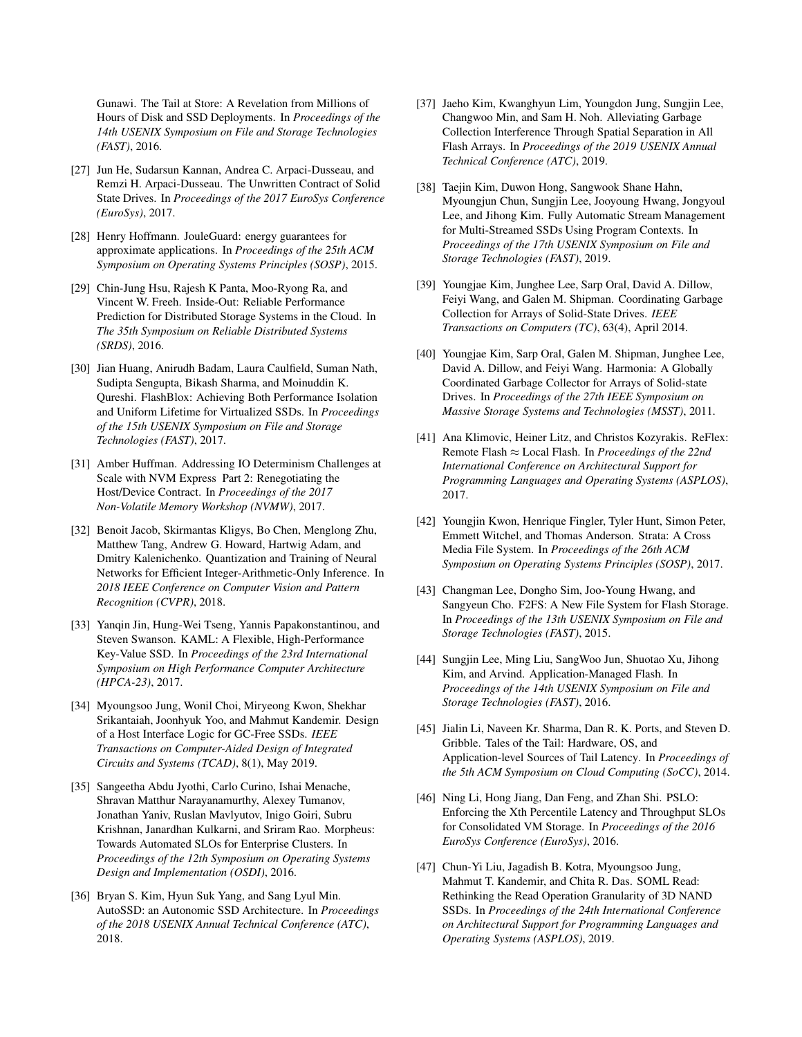Gunawi. The Tail at Store: A Revelation from Millions of Hours of Disk and SSD Deployments. In *Proceedings of the 14th USENIX Symposium on File and Storage Technologies (FAST)*, 2016.

[27] Jun He, Sudarsun Kannan, Andrea C. Arpaci-Dusseau, and Remzi H. Arpaci-Dusseau. The Unwritten Contract of Solid State Drives. In *Proceedings of the 2017 EuroSys Conference (EuroSys)*, 2017.

[28] Henry Hoffmann. JouleGuard: energy guarantees for approximate applications. In *Proceedings of the 25th ACM Symposium on Operating Systems Principles (SOSP)*, 2015.

[29] Chin-Jung Hsu, Rajesh K Panta, Moo-Ryong Ra, and Vincent W. Freeh. Inside-Out: Reliable Performance Prediction for Distributed Storage Systems in the Cloud. In *The 35th Symposium on Reliable Distributed Systems (SRDS)*, 2016.

[30] Jian Huang, Anirudh Badam, Laura Caulfield, Suman Nath, Sudipta Sengupta, Bikash Sharma, and Moinuddin K. Qureshi. FlashBlox: Achieving Both Performance Isolation and Uniform Lifetime for Virtualized SSDs. In *Proceedings of the 15th USENIX Symposium on File and Storage Technologies (FAST)*, 2017.

[31] Amber Huffman. Addressing IO Determinism Challenges at Scale with NVM Express Part 2: Renegotiating the Host/Device Contract. In *Proceedings of the 2017 Non-Volatile Memory Workshop (NVMW)*, 2017.

[32] Benoit Jacob, Skirmantas Kligys, Bo Chen, Menglong Zhu, Matthew Tang, Andrew G. Howard, Hartwig Adam, and Dmitry Kalenichenko. Quantization and Training of Neural Networks for Efficient Integer-Arithmetic-Only Inference. In *2018 IEEE Conference on Computer Vision and Pattern Recognition (CVPR)*, 2018.

[33] Yanqin Jin, Hung-Wei Tseng, Yannis Papakonstantinou, and Steven Swanson. KAML: A Flexible, High-Performance Key-Value SSD. In *Proceedings of the 23rd International Symposium on High Performance Computer Architecture (HPCA-23)*, 2017.

[34] Myoungsoo Jung, Wonil Choi, Miryeong Kwon, Shekhar Srikantaiah, Joonhyuk Yoo, and Mahmut Kandemir. Design of a Host Interface Logic for GC-Free SSDs. *IEEE Transactions on Computer-Aided Design of Integrated Circuits and Systems (TCAD)*, 8(1), May 2019.

[35] Sangeetha Abdu Jyothi, Carlo Curino, Ishai Menache, Shravan Matthur Narayanamurthy, Alexey Tumanov, Jonathan Yaniv, Ruslan Mavlyutov, Inigo Goiri, Subru Krishnan, Janardhan Kulkarni, and Sriram Rao. Morpheus: Towards Automated SLOs for Enterprise Clusters. In *Proceedings of the 12th Symposium on Operating Systems Design and Implementation (OSDI)*, 2016.

[36] Bryan S. Kim, Hyun Suk Yang, and Sang Lyul Min. AutoSSD: an Autonomic SSD Architecture. In *Proceedings of the 2018 USENIX Annual Technical Conference (ATC)*, 2018.

[37] Jaeho Kim, Kwanghyun Lim, Youngdon Jung, Sungjin Lee, Changwoo Min, and Sam H. Noh. Alleviating Garbage Collection Interference Through Spatial Separation in All Flash Arrays. In *Proceedings of the 2019 USENIX Annual Technical Conference (ATC)*, 2019.

[38] Taejin Kim, Duwon Hong, Sangwook Shane Hahn, Myoungjun Chun, Sungjin Lee, Jooyoung Hwang, Jongyoul Lee, and Jihong Kim. Fully Automatic Stream Management for Multi-Streamed SSDs Using Program Contexts. In *Proceedings of the 17th USENIX Symposium on File and Storage Technologies (FAST)*, 2019.

[39] Youngjae Kim, Junghee Lee, Sarp Oral, David A. Dillow, Feiyi Wang, and Galen M. Shipman. Coordinating Garbage Collection for Arrays of Solid-State Drives. *IEEE Transactions on Computers (TC)*, 63(4), April 2014.

[40] Youngjae Kim, Sarp Oral, Galen M. Shipman, Junghee Lee, David A. Dillow, and Feiyi Wang. Harmonia: A Globally Coordinated Garbage Collector for Arrays of Solid-state Drives. In *Proceedings of the 27th IEEE Symposium on Massive Storage Systems and Technologies (MSST)*, 2011.

[41] Ana Klimovic, Heiner Litz, and Christos Kozyrakis. ReFlex: Remote Flash $\approx$ Local Flash. In *Proceedings of the 22nd International Conference on Architectural Support for Programming Languages and Operating Systems (ASPLOS)*, 2017.

[42] Youngjin Kwon, Henrique Fingler, Tyler Hunt, Simon Peter, Emmett Witchel, and Thomas Anderson. Strata: A Cross Media File System. In *Proceedings of the 26th ACM Symposium on Operating Systems Principles (SOSP)*, 2017.

[43] Changman Lee, Dongho Sim, Joo-Young Hwang, and Sangyeun Cho. F2FS: A New File System for Flash Storage. In *Proceedings of the 13th USENIX Symposium on File and Storage Technologies (FAST)*, 2015.

[44] Sungjin Lee, Ming Liu, SangWoo Jun, Shuotao Xu, Jihong Kim, and Arvind. Application-Managed Flash. In *Proceedings of the 14th USENIX Symposium on File and Storage Technologies (FAST)*, 2016.

[45] Jialin Li, Naveen Kr. Sharma, Dan R. K. Ports, and Steven D. Gribble. Tales of the Tail: Hardware, OS, and Application-level Sources of Tail Latency. In *Proceedings of the 5th ACM Symposium on Cloud Computing (SoCC)*, 2014.

[46] Ning Li, Hong Jiang, Dan Feng, and Zhan Shi. PSLO: Enforcing the Xth Percentile Latency and Throughput SLOs for Consolidated VM Storage. In *Proceedings of the 2016 EuroSys Conference (EuroSys)*, 2016.

[47] Chun-Yi Liu, Jagadish B. Kotra, Myoungsoo Jung, Mahmut T. Kandemir, and Chita R. Das. SOML Read: Rethinking the Read Operation Granularity of 3D NAND SSDs. In *Proceedings of the 24th International Conference on Architectural Support for Programming Languages and Operating Systems (ASPLOS)*, 2019.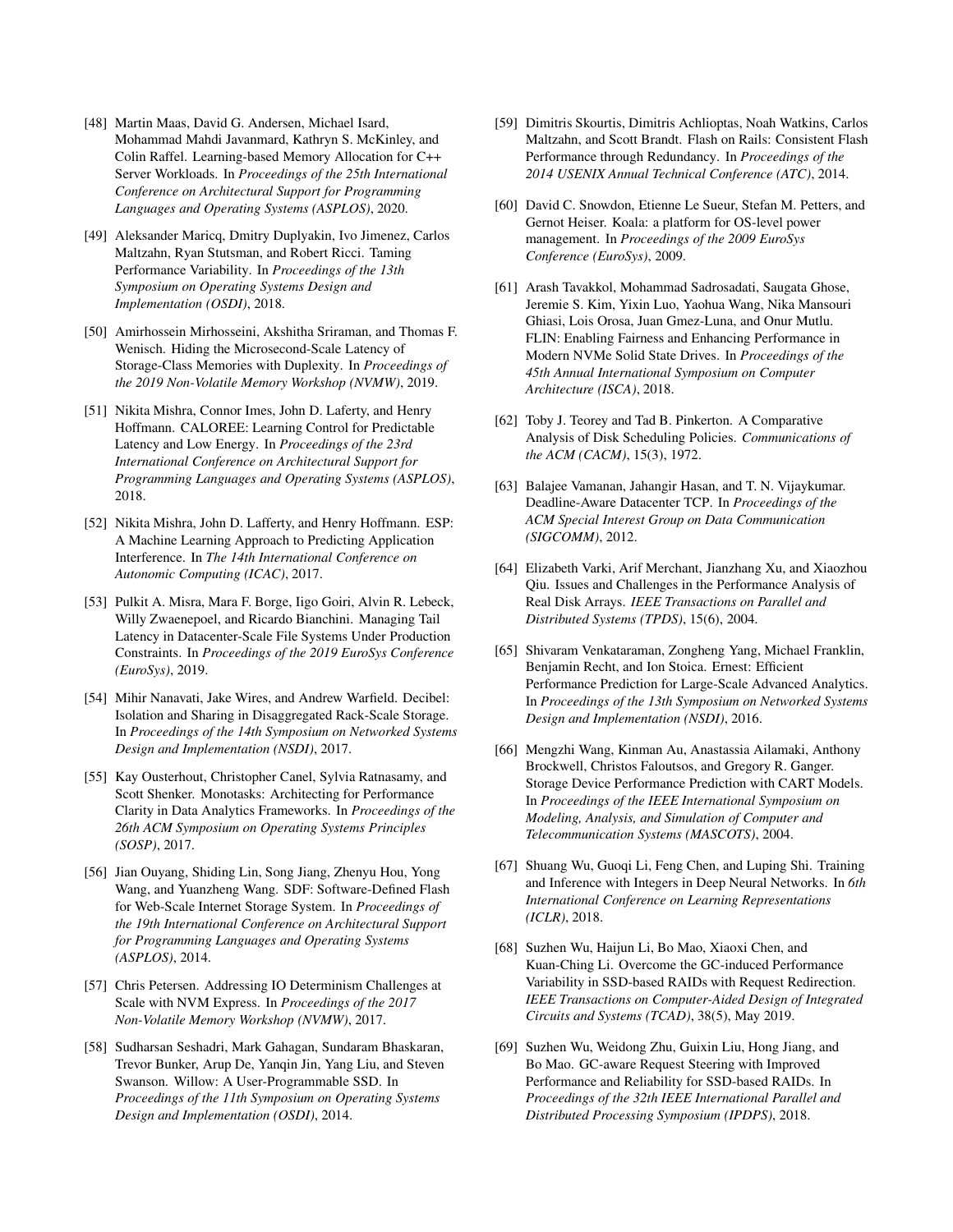[48] Martin Maas, David G. Andersen, Michael Isard, Mohammad Mahdi Javanmard, Kathryn S. McKinley, and Colin Raffel. Learning-based Memory Allocation for C++ Server Workloads. In *Proceedings of the 25th International Conference on Architectural Support for Programming Languages and Operating Systems (ASPLOS)*, 2020.

[49] Aleksander Maricq, Dmitry Duplyakin, Ivo Jimenez, Carlos Maltzahn, Ryan Stutsman, and Robert Ricci. Taming Performance Variability. In *Proceedings of the 13th Symposium on Operating Systems Design and Implementation (OSDI)*, 2018.

[50] Amirhossein Mirhosseini, Akshitha Sriraman, and Thomas F. Wenisch. Hiding the Microsecond-Scale Latency of Storage-Class Memories with Duplexity. In *Proceedings of the 2019 Non-Volatile Memory Workshop (NVMW)*, 2019.

[51] Nikita Mishra, Connor Imes, John D. Laferty, and Henry Hoffmann. CALOREE: Learning Control for Predictable Latency and Low Energy. In *Proceedings of the 23rd International Conference on Architectural Support for Programming Languages and Operating Systems (ASPLOS)*, 2018.

[52] Nikita Mishra, John D. Lafferty, and Henry Hoffmann. ESP: A Machine Learning Approach to Predicting Application Interference. In *The 14th International Conference on Autonomic Computing (ICAC)*, 2017.

[53] Pulkit A. Misra, Mara F. Borge, Iigo Goiri, Alvin R. Lebeck, Willy Zwaenepoel, and Ricardo Bianchini. Managing Tail Latency in Datacenter-Scale File Systems Under Production Constraints. In *Proceedings of the 2019 EuroSys Conference (EuroSys)*, 2019.

[54] Mihir Nanavati, Jake Wires, and Andrew Warfield. Decibel: Isolation and Sharing in Disaggregated Rack-Scale Storage. In *Proceedings of the 14th Symposium on Networked Systems Design and Implementation (NSDI)*, 2017.

[55] Kay Ousterhout, Christopher Canel, Sylvia Ratnasamy, and Scott Shenker. Monotasks: Architecting for Performance Clarity in Data Analytics Frameworks. In *Proceedings of the 26th ACM Symposium on Operating Systems Principles (SOSP)*, 2017.

[56] Jian Ouyang, Shiding Lin, Song Jiang, Zhenyu Hou, Yong Wang, and Yuanzheng Wang. SDF: Software-Defined Flash for Web-Scale Internet Storage System. In *Proceedings of the 19th International Conference on Architectural Support for Programming Languages and Operating Systems (ASPLOS)*, 2014.

[57] Chris Petersen. Addressing IO Determinism Challenges at Scale with NVM Express. In *Proceedings of the 2017 Non-Volatile Memory Workshop (NVMW)*, 2017.

[58] Sudharsan Seshadri, Mark Gahagan, Sundaram Bhaskaran, Trevor Bunker, Arup De, Yanqin Jin, Yang Liu, and Steven Swanson. Willow: A User-Programmable SSD. In *Proceedings of the 11th Symposium on Operating Systems Design and Implementation (OSDI)*, 2014.

[59] Dimitris Skourtis, Dimitris Achlioptas, Noah Watkins, Carlos Maltzahn, and Scott Brandt. Flash on Rails: Consistent Flash Performance through Redundancy. In *Proceedings of the 2014 USENIX Annual Technical Conference (ATC)*, 2014.

[60] David C. Snowdon, Etienne Le Sueur, Stefan M. Petters, and Gernot Heiser. Koala: a platform for OS-level power management. In *Proceedings of the 2009 EuroSys Conference (EuroSys)*, 2009.

[61] Arash Tavakkol, Mohammad Sadrosadati, Saugata Ghose, Jeremie S. Kim, Yixin Luo, Yaohua Wang, Nika Mansouri Ghiasi, Lois Orosa, Juan Gmez-Luna, and Onur Mutlu. FLIN: Enabling Fairness and Enhancing Performance in Modern NVMe Solid State Drives. In *Proceedings of the 45th Annual International Symposium on Computer Architecture (ISCA)*, 2018.

[62] Toby J. Teorey and Tad B. Pinkerton. A Comparative Analysis of Disk Scheduling Policies. *Communications of the ACM (CACM)*, 15(3), 1972.

[63] Balajee Vamanan, Jahangir Hasan, and T. N. Vijaykumar. Deadline-Aware Datacenter TCP. In *Proceedings of the ACM Special Interest Group on Data Communication (SIGCOMM)*, 2012.

[64] Elizabeth Varki, Arif Merchant, Jianzhang Xu, and Xiaozhou Qiu. Issues and Challenges in the Performance Analysis of Real Disk Arrays. *IEEE Transactions on Parallel and Distributed Systems (TPDS)*, 15(6), 2004.

[65] Shivaram Venkataraman, Zongheng Yang, Michael Franklin, Benjamin Recht, and Ion Stoica. Ernest: Efficient Performance Prediction for Large-Scale Advanced Analytics. In *Proceedings of the 13th Symposium on Networked Systems Design and Implementation (NSDI)*, 2016.

[66] Mengzhi Wang, Kinman Au, Anastassia Ailamaki, Anthony Brockwell, Christos Faloutsos, and Gregory R. Ganger. Storage Device Performance Prediction with CART Models. In *Proceedings of the IEEE International Symposium on Modeling, Analysis, and Simulation of Computer and Telecommunication Systems (MASCOTS)*, 2004.

[67] Shuang Wu, Guoqi Li, Feng Chen, and Luping Shi. Training and Inference with Integers in Deep Neural Networks. In *6th International Conference on Learning Representations (ICLR)*, 2018.

[68] Suzhen Wu, Haijun Li, Bo Mao, Xiaoxi Chen, and Kuan-Ching Li. Overcome the GC-induced Performance Variability in SSD-based RAIDs with Request Redirection. *IEEE Transactions on Computer-Aided Design of Integrated Circuits and Systems (TCAD)*, 38(5), May 2019.

[69] Suzhen Wu, Weidong Zhu, Guixin Liu, Hong Jiang, and Bo Mao. GC-aware Request Steering with Improved Performance and Reliability for SSD-based RAIDs. In *Proceedings of the 32th IEEE International Parallel and Distributed Processing Symposium (IPDPS)*, 2018.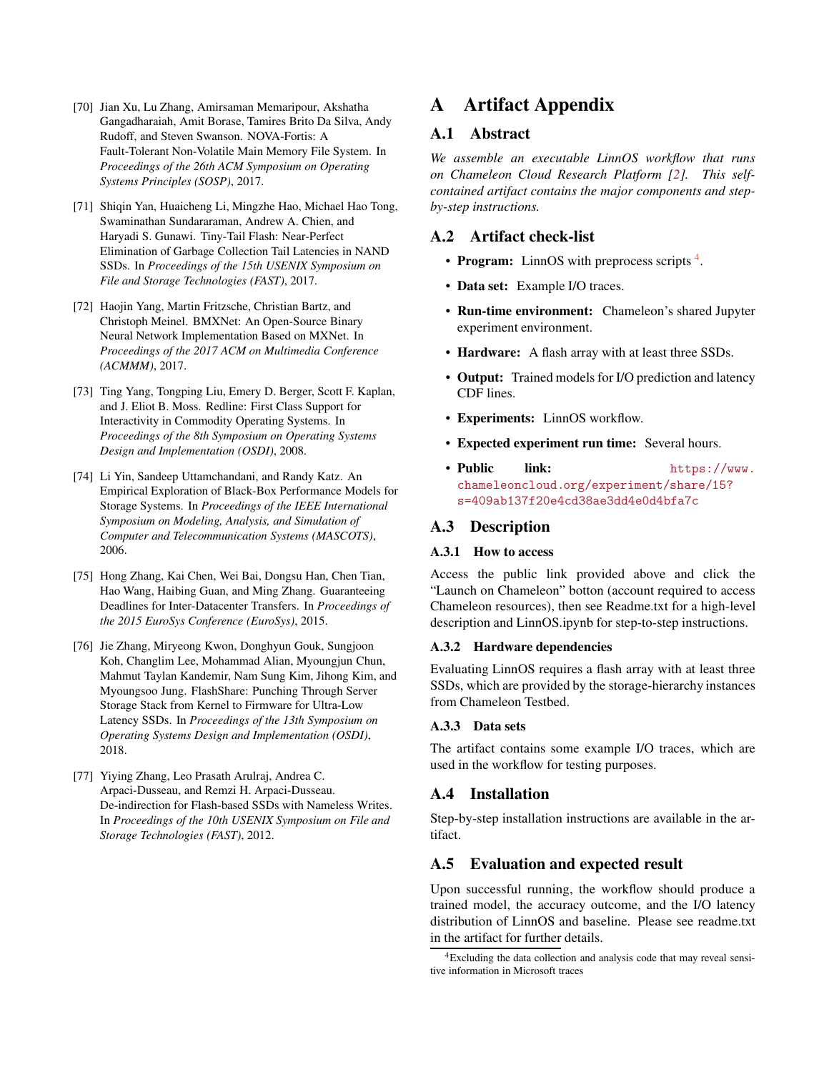[70] Jian Xu, Lu Zhang, Amirsaman Memaripour, Akshatha Gangadharaiah, Amit Borase, Tamires Brito Da Silva, Andy Rudoff, and Steven Swanson. NOVA-Fortis: A Fault-Tolerant Non-Volatile Main Memory File System. In *Proceedings of the 26th ACM Symposium on Operating Systems Principles (SOSP)*, 2017.

[71] Shiqin Yan, Huaicheng Li, Mingzhe Hao, Michael Hao Tong, Swaminathan Sundararaman, Andrew A. Chien, and Haryadi S. Gunawi. Tiny-Tail Flash: Near-Perfect Elimination of Garbage Collection Tail Latencies in NAND SSDs. In *Proceedings of the 15th USENIX Symposium on File and Storage Technologies (FAST)*, 2017.

[72] Haojin Yang, Martin Fritzsche, Christian Bartz, and Christoph Meinel. BMXNet: An Open-Source Binary Neural Network Implementation Based on MXNet. In *Proceedings of the 2017 ACM on Multimedia Conference (ACMMM)*, 2017.

[73] Ting Yang, Tongping Liu, Emery D. Berger, Scott F. Kaplan, and J. Eliot B. Moss. Redline: First Class Support for Interactivity in Commodity Operating Systems. In *Proceedings of the 8th Symposium on Operating Systems Design and Implementation (OSDI)*, 2008.

[74] Li Yin, Sandeep Uttamchandani, and Randy Katz. An Empirical Exploration of Black-Box Performance Models for Storage Systems. In *Proceedings of the IEEE International Symposium on Modeling, Analysis, and Simulation of Computer and Telecommunication Systems (MASCOTS)*, 2006.

[75] Hong Zhang, Kai Chen, Wei Bai, Dongsu Han, Chen Tian, Hao Wang, Haibing Guan, and Ming Zhang. Guaranteeing Deadlines for Inter-Datacenter Transfers. In *Proceedings of the 2015 EuroSys Conference (EuroSys)*, 2015.

[76] Jie Zhang, Miryeong Kwon, Donghyun Gouk, Sungjoon Koh, Changlim Lee, Mohammad Alian, Myoungjun Chun, Mahmut Taylan Kandemir, Nam Sung Kim, Jihong Kim, and Myoungsoo Jung. FlashShare: Punching Through Server Storage Stack from Kernel to Firmware for Ultra-Low Latency SSDs. In *Proceedings of the 13th Symposium on Operating Systems Design and Implementation (OSDI)*, 2018.

[77] Yiying Zhang, Leo Prasath Arulraj, Andrea C. Arpaci-Dusseau, and Remzi H. Arpaci-Dusseau. De-indirection for Flash-based SSDs with Nameless Writes. In *Proceedings of the 10th USENIX Symposium on File and Storage Technologies (FAST)*, 2012.

# A Artifact Appendix

## A.1 Abstract

*We assemble an executable LinnOS workflow that runs on Chameleon Cloud Research Platform [2]. This self-contained artifact contains the major components and step-by-step instructions.*

## A.2 Artifact check-list

- **Program:** LinnOS with preprocess scripts [4].
- **Data set:** Example I/O traces.
- **Run-time environment:** Chameleon's shared Jupyter experiment environment.
- **Hardware:** A flash array with at least three SSDs.
- **Output:** Trained models for I/O prediction and latency CDF lines.
- **Experiments:** LinnOS workflow.
- **Expected experiment run time:** Several hours.
- **Public link:** https://www.chameleoncloud.org/experiment/share/15?s=409ab137f20e4cd38ae3dd4e0d4bfa7c

## A.3 Description

### A.3.1 How to access

Access the public link provided above and click the "Launch on Chameleon" botton (account required to access Chameleon resources), then see Readme.txt for a high-level description and LinnOS.ipynb for step-to-step instructions.

### A.3.2 Hardware dependencies

Evaluating LinnOS requires a flash array with at least three SSDs, which are provided by the storage-hierarchy instances from Chameleon Testbed.

### A.3.3 Data sets

The artifact contains some example I/O traces, which are used in the workflow for testing purposes.

## A.4 Installation

Step-by-step installation instructions are available in the artifact.

## A.5 Evaluation and expected result

Upon successful running, the workflow should produce a trained model, the accuracy outcome, and the I/O latency distribution of LinnOS and baseline. Please see readme.txt in the artifact for further details.

[4] Excluding the data collection and analysis code that may reveal sensitive information in Microsoft traces